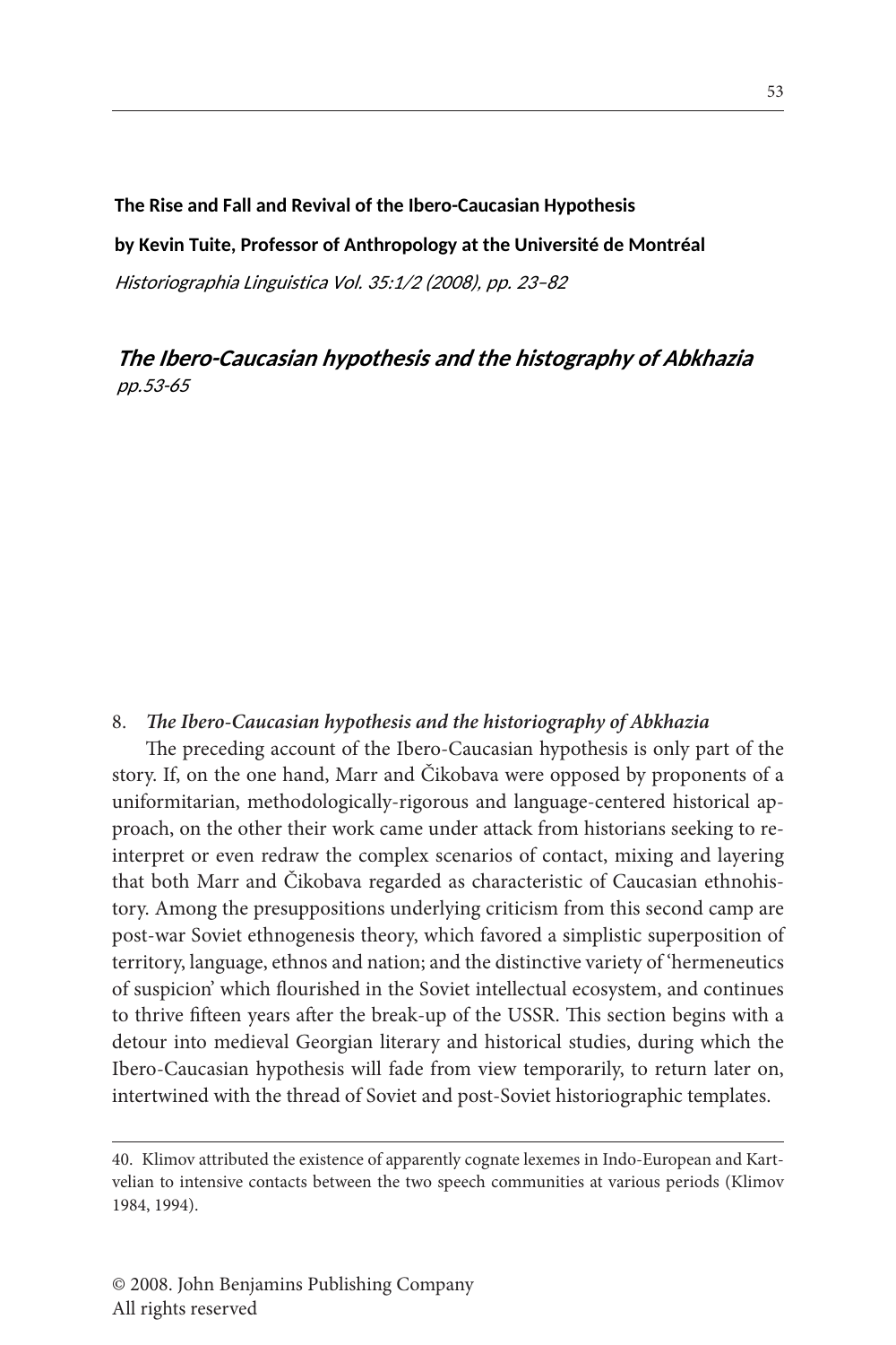**The Rise and Fall and Revival of the Ibero-Caucasian Hypothesis**

**by Kevin Tuite, Professor of Anthropology at the Université de Montréal**

*Historiographia Linguistica Vol. 35:1/2 (2008), pp. 23–82*

## *The Ibero-Caucasian hypothesis and the histography of Abkhazia*

*pp.53-65*

### 8. *The Ibero-Caucasian hypothesis and the historiography of Abkhazia*

The preceding account of the Ibero-Caucasian hypothesis is only part of the story. If, on the one hand, Marr and Čikobava were opposed by proponents of a uniformitarian, methodologically-rigorous and language-centered historical approach, on the other their work came under attack from historians seeking to reinterpret or even redraw the complex scenarios of contact, mixing and layering that both Marr and Čikobava regarded as characteristic of Caucasian ethnohistory. Among the presuppositions underlying criticism from this second camp are post-war Soviet ethnogenesis theory, which favored a simplistic superposition of territory, language, ethnos and nation; and the distinctive variety of 'hermeneutics of suspicion' which flourished in the Soviet intellectual ecosystem, and continues to thrive fifteen years after the break-up of the USSR. This section begins with a detour into medieval Georgian literary and historical studies, during which the Ibero-Caucasian hypothesis will fade from view temporarily, to return later on, intertwined with the thread of Soviet and post-Soviet historiographic templates.

---

40. Klimov attributed the existence of apparently cognate lexemes in Indo-European and Kartvelian to intensive contacts between the two speech communities at various periods (Klimov 1984, 1994).

© 2008. John Benjamins Publishing Company
All rights reserved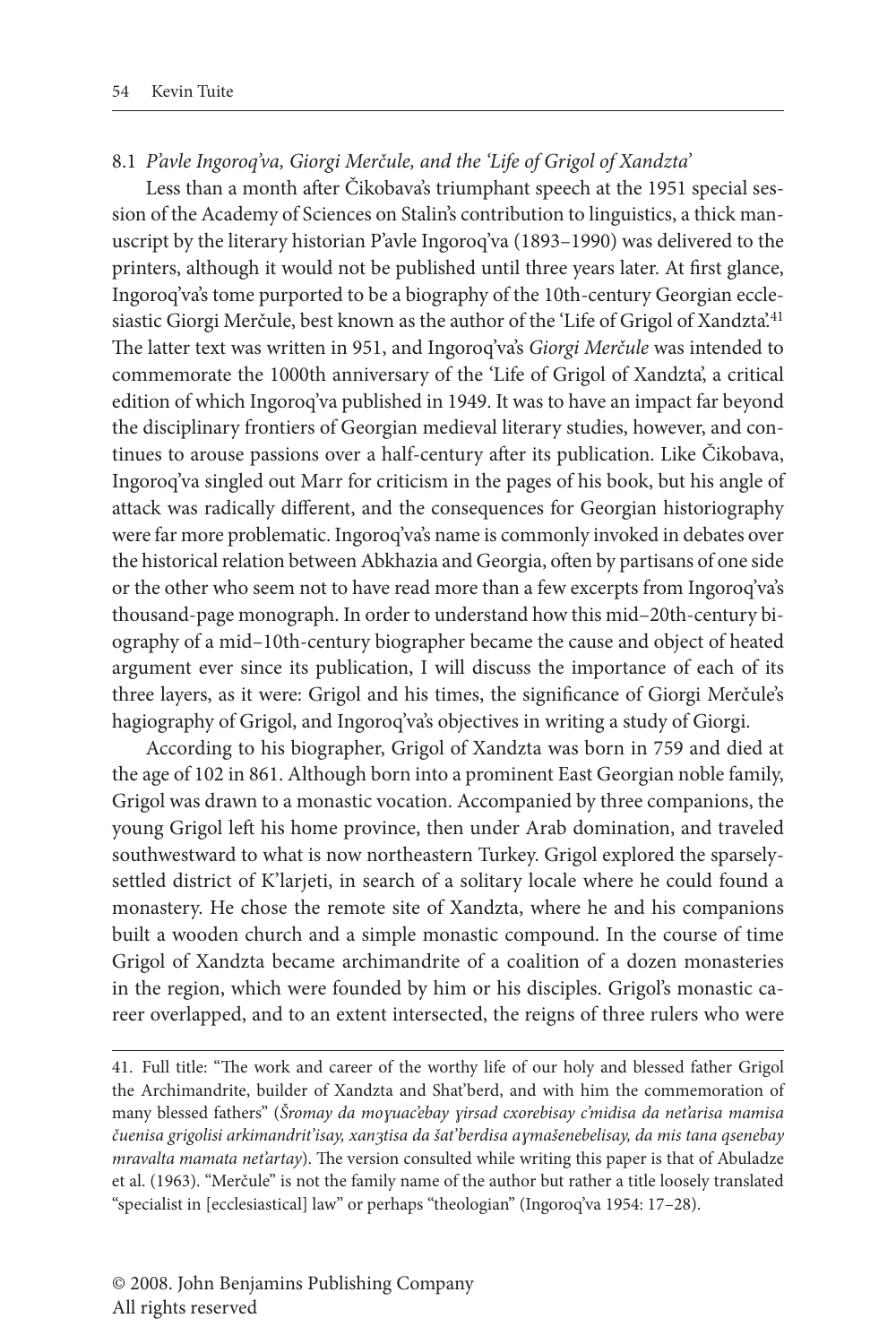## 8.1 *P'avle Ingoroq'va, Giorgi Merčule, and the 'Life of Grigol of Xandzta'*

Less than a month after Čikobava's triumphant speech at the 1951 special session of the Academy of Sciences on Stalin's contribution to linguistics, a thick manuscript by the literary historian P'avle Ingoroq'va (1893–1990) was delivered to the printers, although it would not be published until three years later. At first glance, Ingoroq'va's tome purported to be a biography of the 10th-century Georgian ecclesiastic Giorgi Merčule, best known as the author of the 'Life of Grigol of Xandzta'.[41] The latter text was written in 951, and Ingoroq'va's *Giorgi Merčule* was intended to commemorate the 1000th anniversary of the 'Life of Grigol of Xandzta', a critical edition of which Ingoroq'va published in 1949. It was to have an impact far beyond the disciplinary frontiers of Georgian medieval literary studies, however, and continues to arouse passions over a half-century after its publication. Like Čikobava, Ingoroq'va singled out Marr for criticism in the pages of his book, but his angle of attack was radically different, and the consequences for Georgian historiography were far more problematic. Ingoroq'va's name is commonly invoked in debates over the historical relation between Abkhazia and Georgia, often by partisans of one side or the other who seem not to have read more than a few excerpts from Ingoroq'va's thousand-page monograph. In order to understand how this mid–20th-century biography of a mid–10th-century biographer became the cause and object of heated argument ever since its publication, I will discuss the importance of each of its three layers, as it were: Grigol and his times, the significance of Giorgi Merčule's hagiography of Grigol, and Ingoroq'va's objectives in writing a study of Giorgi.

According to his biographer, Grigol of Xandzta was born in 759 and died at the age of 102 in 861. Although born into a prominent East Georgian noble family, Grigol was drawn to a monastic vocation. Accompanied by three companions, the young Grigol left his home province, then under Arab domination, and traveled southwestward to what is now northeastern Turkey. Grigol explored the sparsely-settled district of K'larjeti, in search of a solitary locale where he could found a monastery. He chose the remote site of Xandzta, where he and his companions built a wooden church and a simple monastic compound. In the course of time Grigol of Xandzta became archimandrite of a coalition of a dozen monasteries in the region, which were founded by him or his disciples. Grigol's monastic career overlapped, and to an extent intersected, the reigns of three rulers who were

41. Full title: "The work and career of the worthy life of our holy and blessed father Grigol the Archimandrite, builder of Xandzta and Shat'berd, and with him the commemoration of many blessed fathers" (*Šromay da moɣuac'ebay ɣirsad cxorebisay c'midisa da net'arisa mamisa čuenisa grigolisi arkimandrit'isay, xanʒtisa da šat'berdisa aɣmašenebelisay, da mis tana qsenebay mravalta mamata net'artay*). The version consulted while writing this paper is that of Abuladze et al. (1963). "Merčule" is not the family name of the author but rather a title loosely translated "specialist in [ecclesiastical] law" or perhaps "theologian" (Ingoroq'va 1954: 17–28).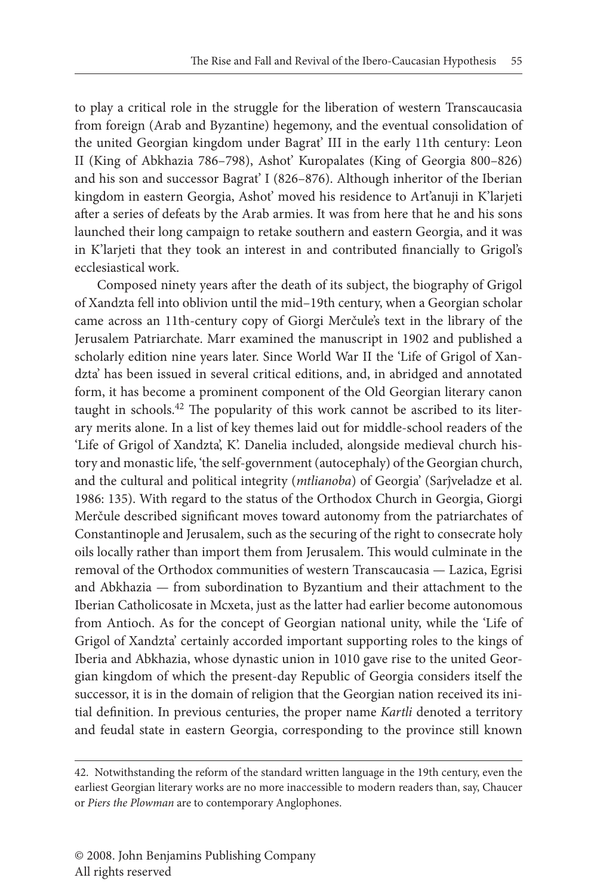to play a critical role in the struggle for the liberation of western Transcaucasia from foreign (Arab and Byzantine) hegemony, and the eventual consolidation of the united Georgian kingdom under Bagrat' III in the early 11th century: Leon II (King of Abkhazia 786–798), Ashot' Kuropalates (King of Georgia 800–826) and his son and successor Bagrat' I (826–876). Although inheritor of the Iberian kingdom in eastern Georgia, Ashot' moved his residence to Art'anuji in K'larjeti after a series of defeats by the Arab armies. It was from here that he and his sons launched their long campaign to retake southern and eastern Georgia, and it was in K'larjeti that they took an interest in and contributed financially to Grigol's ecclesiastical work.

Composed ninety years after the death of its subject, the biography of Grigol of Xandzta fell into oblivion until the mid–19th century, when a Georgian scholar came across an 11th-century copy of Giorgi Merčule's text in the library of the Jerusalem Patriarchate. Marr examined the manuscript in 1902 and published a scholarly edition nine years later. Since World War II the 'Life of Grigol of Xandzta' has been issued in several critical editions, and, in abridged and annotated form, it has become a prominent component of the Old Georgian literary canon taught in schools.[42] The popularity of this work cannot be ascribed to its literary merits alone. In a list of key themes laid out for middle-school readers of the 'Life of Grigol of Xandzta', K'. Danelia included, alongside medieval church history and monastic life, 'the self-government (autocephaly) of the Georgian church, and the cultural and political integrity (*mtlianoba*) of Georgia' (Sarǰveladze et al. 1986: 135). With regard to the status of the Orthodox Church in Georgia, Giorgi Merčule described significant moves toward autonomy from the patriarchates of Constantinople and Jerusalem, such as the securing of the right to consecrate holy oils locally rather than import them from Jerusalem. This would culminate in the removal of the Orthodox communities of western Transcaucasia — Lazica, Egrisi and Abkhazia — from subordination to Byzantium and their attachment to the Iberian Catholicosate in Mcxeta, just as the latter had earlier become autonomous from Antioch. As for the concept of Georgian national unity, while the 'Life of Grigol of Xandzta' certainly accorded important supporting roles to the kings of Iberia and Abkhazia, whose dynastic union in 1010 gave rise to the united Georgian kingdom of which the present-day Republic of Georgia considers itself the successor, it is in the domain of religion that the Georgian nation received its initial definition. In previous centuries, the proper name *Kartli* denoted a territory and feudal state in eastern Georgia, corresponding to the province still known

42. Notwithstanding the reform of the standard written language in the 19th century, even the earliest Georgian literary works are no more inaccessible to modern readers than, say, Chaucer or *Piers the Plowman* are to contemporary Anglophones.

© 2008. John Benjamins Publishing Company
All rights reserved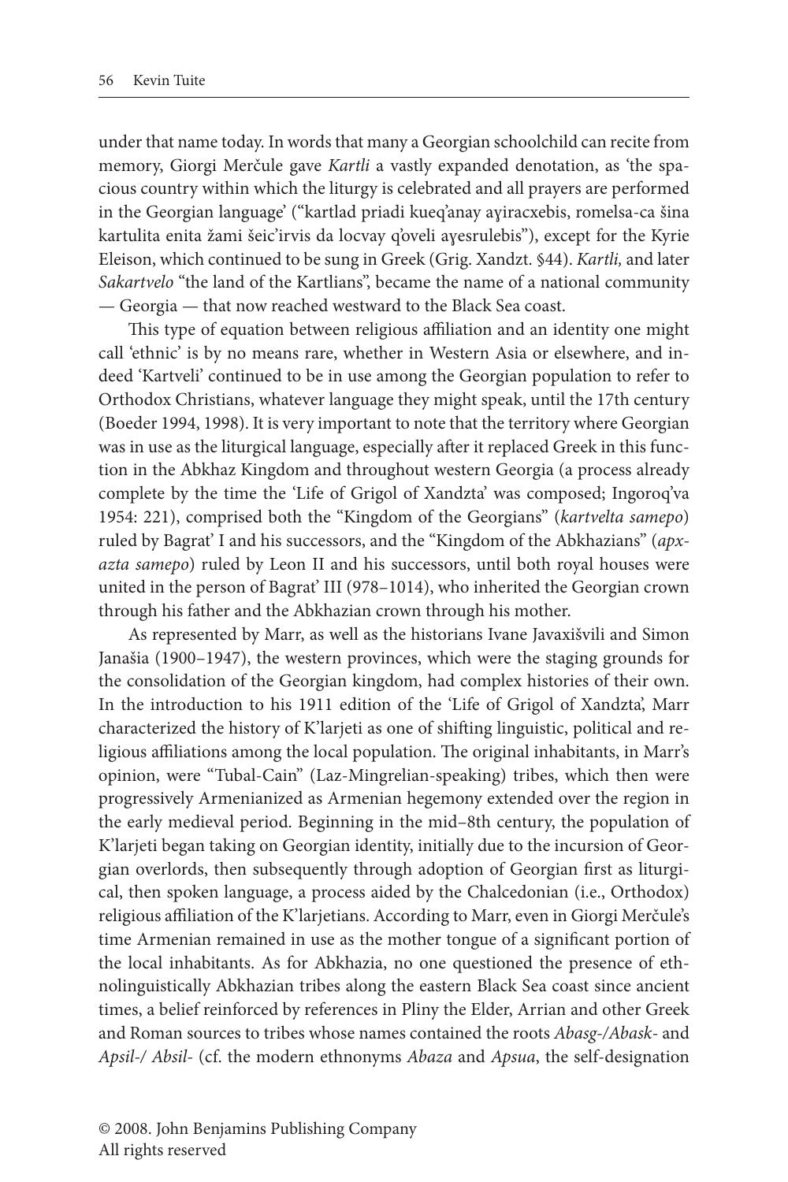under that name today. In words that many a Georgian schoolchild can recite from memory, Giorgi Merčule gave *Kartli* a vastly expanded denotation, as 'the spacious country within which the liturgy is celebrated and all prayers are performed in the Georgian language' ("kartlad priadi kueq'anay aɣiracxebis, romelsa-ca šina kartulita enita žami šeic'irvis da locvay q'oveli aɣesrulebis"), except for the Kyrie Eleison, which continued to be sung in Greek (Grig. Xandzt. §44). *Kartli,* and later *Sakartvelo* "the land of the Kartlians", became the name of a national community — Georgia — that now reached westward to the Black Sea coast.

This type of equation between religious affiliation and an identity one might call 'ethnic' is by no means rare, whether in Western Asia or elsewhere, and indeed 'Kartveli' continued to be in use among the Georgian population to refer to Orthodox Christians, whatever language they might speak, until the 17th century (Boeder 1994, 1998). It is very important to note that the territory where Georgian was in use as the liturgical language, especially after it replaced Greek in this function in the Abkhaz Kingdom and throughout western Georgia (a process already complete by the time the 'Life of Grigol of Xandzta' was composed; Ingoroq'va 1954: 221), comprised both the "Kingdom of the Georgians" (*kartvelta samepo*) ruled by Bagrat' I and his successors, and the "Kingdom of the Abkhazians" (*apxazta samepo*) ruled by Leon II and his successors, until both royal houses were united in the person of Bagrat' III (978–1014), who inherited the Georgian crown through his father and the Abkhazian crown through his mother.

As represented by Marr, as well as the historians Ivane Javaxišvili and Simon Janašia (1900–1947), the western provinces, which were the staging grounds for the consolidation of the Georgian kingdom, had complex histories of their own. In the introduction to his 1911 edition of the 'Life of Grigol of Xandzta', Marr characterized the history of K'larjeti as one of shifting linguistic, political and religious affiliations among the local population. The original inhabitants, in Marr's opinion, were "Tubal-Cain" (Laz-Mingrelian-speaking) tribes, which then were progressively Armenianized as Armenian hegemony extended over the region in the early medieval period. Beginning in the mid–8th century, the population of K'larjeti began taking on Georgian identity, initially due to the incursion of Georgian overlords, then subsequently through adoption of Georgian first as liturgical, then spoken language, a process aided by the Chalcedonian (i.e., Orthodox) religious affiliation of the K'larjetians. According to Marr, even in Giorgi Merčule's time Armenian remained in use as the mother tongue of a significant portion of the local inhabitants. As for Abkhazia, no one questioned the presence of ethnolinguistically Abkhazian tribes along the eastern Black Sea coast since ancient times, a belief reinforced by references in Pliny the Elder, Arrian and other Greek and Roman sources to tribes whose names contained the roots *Abasg-/Abask-* and *Apsil-/ Absil-* (cf. the modern ethnonyms *Abaza* and *Apsua*, the self-designation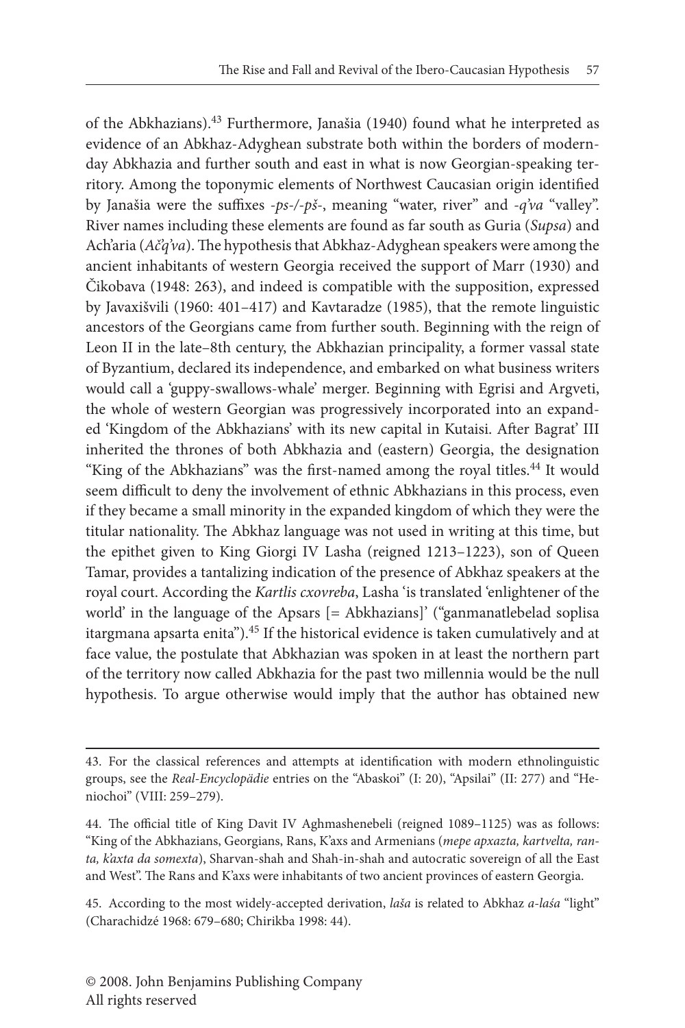of the Abkhazians).[43] Furthermore, Janašia (1940) found what he interpreted as evidence of an Abkhaz-Adyghean substrate both within the borders of modern-day Abkhazia and further south and east in what is now Georgian-speaking territory. Among the toponymic elements of Northwest Caucasian origin identified by Janašia were the suffixes *-ps-/-pš-*, meaning "water, river" and *-q'va* "valley". River names including these elements are found as far south as Guria (*Supsa*) and Ach'aria (*Ač'q'va*). The hypothesis that Abkhaz-Adyghean speakers were among the ancient inhabitants of western Georgia received the support of Marr (1930) and Čikobava (1948: 263), and indeed is compatible with the supposition, expressed by Javaxišvili (1960: 401–417) and Kavtaradze (1985), that the remote linguistic ancestors of the Georgians came from further south. Beginning with the reign of Leon II in the late–8th century, the Abkhazian principality, a former vassal state of Byzantium, declared its independence, and embarked on what business writers would call a 'guppy-swallows-whale' merger. Beginning with Egrisi and Argveti, the whole of western Georgian was progressively incorporated into an expanded 'Kingdom of the Abkhazians' with its new capital in Kutaisi. After Bagrat' III inherited the thrones of both Abkhazia and (eastern) Georgia, the designation "King of the Abkhazians" was the first-named among the royal titles.[44] It would seem difficult to deny the involvement of ethnic Abkhazians in this process, even if they became a small minority in the expanded kingdom of which they were the titular nationality. The Abkhaz language was not used in writing at this time, but the epithet given to King Giorgi IV Lasha (reigned 1213–1223), son of Queen Tamar, provides a tantalizing indication of the presence of Abkhaz speakers at the royal court. According the *Kartlis cxovreba*, Lasha 'is translated 'enlightener of the world' in the language of the Apsars [= Abkhazians]' ("ganmanatlebelad soplisa itargmana apsarta enita").[45] If the historical evidence is taken cumulatively and at face value, the postulate that Abkhazian was spoken in at least the northern part of the territory now called Abkhazia for the past two millennia would be the null hypothesis. To argue otherwise would imply that the author has obtained new

---

43. For the classical references and attempts at identification with modern ethnolinguistic groups, see the *Real-Encyclopädie* entries on the "Abaskoi" (I: 20), "Apsilai" (II: 277) and "Heniochoi" (VIII: 259–279).

44. The official title of King Davit IV Aghmashenebeli (reigned 1089–1125) was as follows: "King of the Abkhazians, Georgians, Rans, K'axs and Armenians (*mepe apxazta, kartvelta, ranta, k'axta da somexta*), Sharvan-shah and Shah-in-shah and autocratic sovereign of all the East and West". The Rans and K'axs were inhabitants of two ancient provinces of eastern Georgia.

45. According to the most widely-accepted derivation, *laša* is related to Abkhaz *a-laśa* "light" (Charachidzé 1968: 679–680; Chirikba 1998: 44).

© 2008. John Benjamins Publishing Company
All rights reserved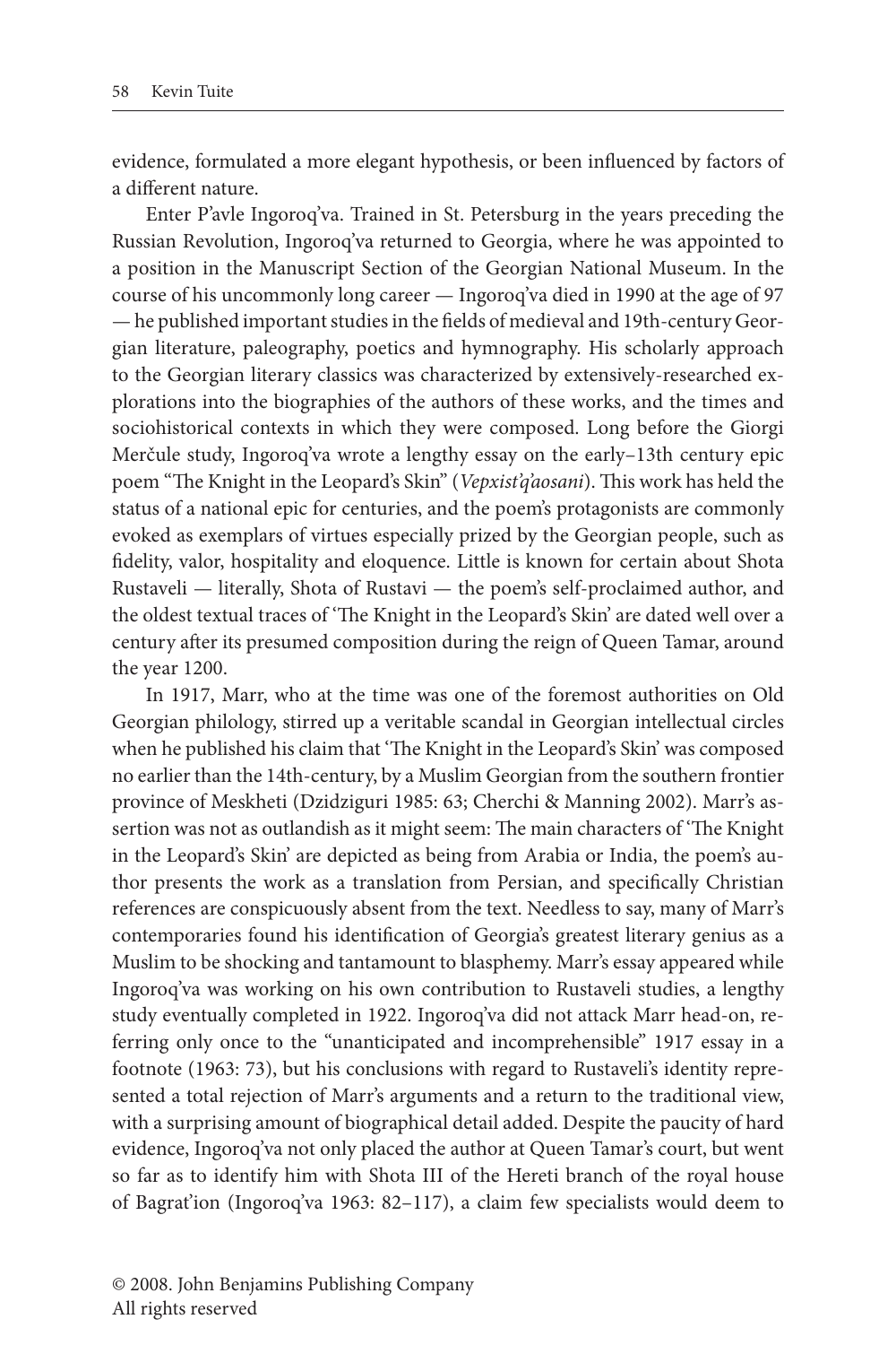evidence, formulated a more elegant hypothesis, or been influenced by factors of a different nature.

Enter P'avle Ingoroq'va. Trained in St. Petersburg in the years preceding the Russian Revolution, Ingoroq'va returned to Georgia, where he was appointed to a position in the Manuscript Section of the Georgian National Museum. In the course of his uncommonly long career — Ingoroq'va died in 1990 at the age of 97 — he published important studies in the fields of medieval and 19th-century Georgian literature, paleography, poetics and hymnography. His scholarly approach to the Georgian literary classics was characterized by extensively-researched explorations into the biographies of the authors of these works, and the times and sociohistorical contexts in which they were composed. Long before the Giorgi Merčule study, Ingoroq'va wrote a lengthy essay on the early–13th century epic poem "The Knight in the Leopard's Skin" (*Vepxist'q'aosani*). This work has held the status of a national epic for centuries, and the poem's protagonists are commonly evoked as exemplars of virtues especially prized by the Georgian people, such as fidelity, valor, hospitality and eloquence. Little is known for certain about Shota Rustaveli — literally, Shota of Rustavi — the poem's self-proclaimed author, and the oldest textual traces of 'The Knight in the Leopard's Skin' are dated well over a century after its presumed composition during the reign of Queen Tamar, around the year 1200.

In 1917, Marr, who at the time was one of the foremost authorities on Old Georgian philology, stirred up a veritable scandal in Georgian intellectual circles when he published his claim that 'The Knight in the Leopard's Skin' was composed no earlier than the 14th-century, by a Muslim Georgian from the southern frontier province of Meskheti (Dzidziguri 1985: 63; Cherchi & Manning 2002). Marr's assertion was not as outlandish as it might seem: The main characters of 'The Knight in the Leopard's Skin' are depicted as being from Arabia or India, the poem's author presents the work as a translation from Persian, and specifically Christian references are conspicuously absent from the text. Needless to say, many of Marr's contemporaries found his identification of Georgia's greatest literary genius as a Muslim to be shocking and tantamount to blasphemy. Marr's essay appeared while Ingoroq'va was working on his own contribution to Rustaveli studies, a lengthy study eventually completed in 1922. Ingoroq'va did not attack Marr head-on, referring only once to the "unanticipated and incomprehensible" 1917 essay in a footnote (1963: 73), but his conclusions with regard to Rustaveli's identity represented a total rejection of Marr's arguments and a return to the traditional view, with a surprising amount of biographical detail added. Despite the paucity of hard evidence, Ingoroq'va not only placed the author at Queen Tamar's court, but went so far as to identify him with Shota III of the Hereti branch of the royal house of Bagrat'ion (Ingoroq'va 1963: 82–117), a claim few specialists would deem to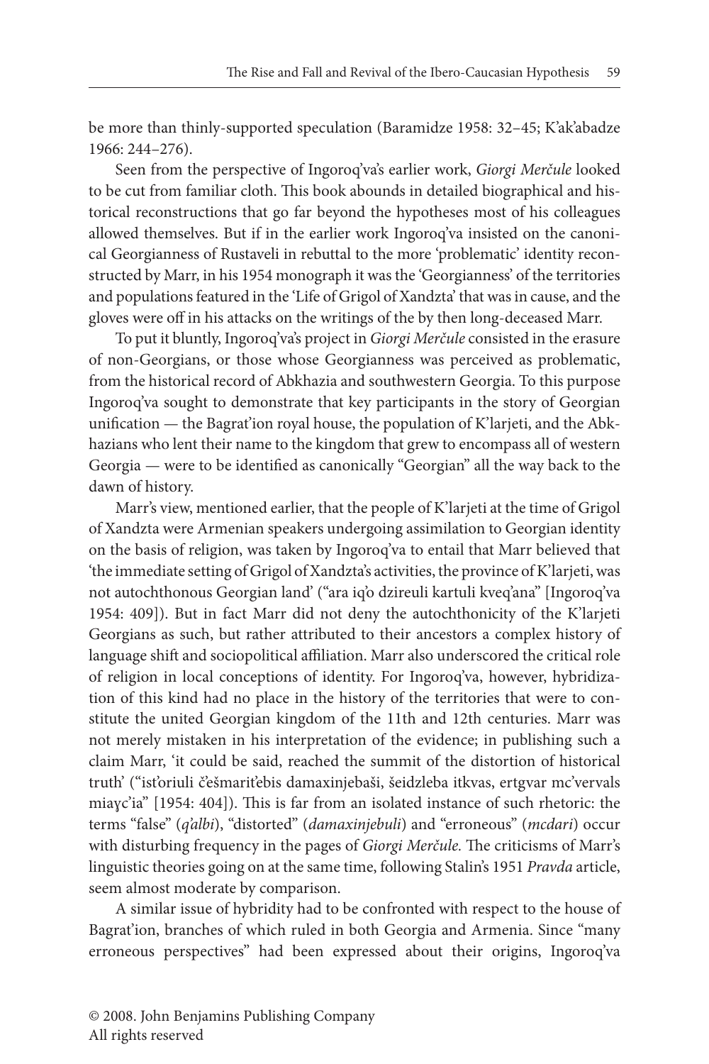be more than thinly-supported speculation (Baramidze 1958: 32–45; K'ak'abadze 1966: 244–276).

Seen from the perspective of Ingoroq'va's earlier work, *Giorgi Merčule* looked to be cut from familiar cloth. This book abounds in detailed biographical and historical reconstructions that go far beyond the hypotheses most of his colleagues allowed themselves. But if in the earlier work Ingoroq'va insisted on the canonical Georgianness of Rustaveli in rebuttal to the more 'problematic' identity reconstructed by Marr, in his 1954 monograph it was the 'Georgianness' of the territories and populations featured in the 'Life of Grigol of Xandzta' that was in cause, and the gloves were off in his attacks on the writings of the by then long-deceased Marr.

To put it bluntly, Ingoroq'va's project in *Giorgi Merčule* consisted in the erasure of non-Georgians, or those whose Georgianness was perceived as problematic, from the historical record of Abkhazia and southwestern Georgia. To this purpose Ingoroq'va sought to demonstrate that key participants in the story of Georgian unification — the Bagrat'ion royal house, the population of K'larjeti, and the Abkhazians who lent their name to the kingdom that grew to encompass all of western Georgia — were to be identified as canonically "Georgian" all the way back to the dawn of history.

Marr's view, mentioned earlier, that the people of K'larjeti at the time of Grigol of Xandzta were Armenian speakers undergoing assimilation to Georgian identity on the basis of religion, was taken by Ingoroq'va to entail that Marr believed that 'the immediate setting of Grigol of Xandzta's activities, the province of K'larjeti, was not autochthonous Georgian land' ("ara iq'o dzireuli kartuli kveq'ana" [Ingoroq'va 1954: 409]). But in fact Marr did not deny the autochthonicity of the K'larjeti Georgians as such, but rather attributed to their ancestors a complex history of language shift and sociopolitical affiliation. Marr also underscored the critical role of religion in local conceptions of identity. For Ingoroq'va, however, hybridization of this kind had no place in the history of the territories that were to constitute the united Georgian kingdom of the 11th and 12th centuries. Marr was not merely mistaken in his interpretation of the evidence; in publishing such a claim Marr, 'it could be said, reached the summit of the distortion of historical truth' ("ist'oriuli č'ešmarit'ebis damaxinjebaši, šeidzleba itkvas, ertgvar mc'vervals miaɣc'ia" [1954: 404]). This is far from an isolated instance of such rhetoric: the terms "false" (*q'albi*), "distorted" (*damaxinjebuli*) and "erroneous" (*mcdari*) occur with disturbing frequency in the pages of *Giorgi Merčule.* The criticisms of Marr's linguistic theories going on at the same time, following Stalin's 1951 *Pravda* article, seem almost moderate by comparison.

A similar issue of hybridity had to be confronted with respect to the house of Bagrat'ion, branches of which ruled in both Georgia and Armenia. Since "many erroneous perspectives" had been expressed about their origins, Ingoroq'va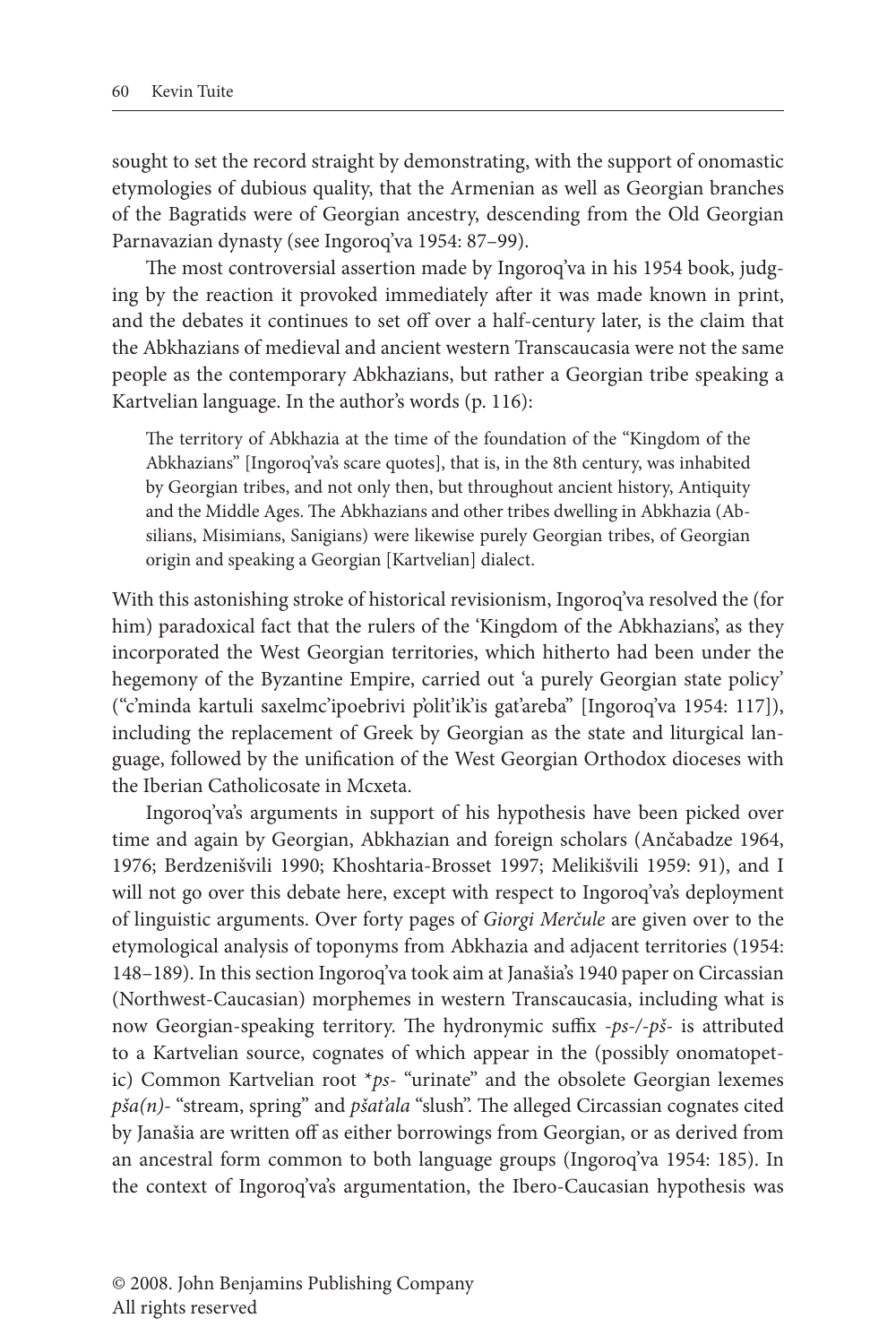sought to set the record straight by demonstrating, with the support of onomastic etymologies of dubious quality, that the Armenian as well as Georgian branches of the Bagratids were of Georgian ancestry, descending from the Old Georgian Parnavazian dynasty (see Ingoroq'va 1954: 87–99).

The most controversial assertion made by Ingoroq'va in his 1954 book, judging by the reaction it provoked immediately after it was made known in print, and the debates it continues to set off over a half-century later, is the claim that the Abkhazians of medieval and ancient western Transcaucasia were not the same people as the contemporary Abkhazians, but rather a Georgian tribe speaking a Kartvelian language. In the author's words (p. 116):

> The territory of Abkhazia at the time of the foundation of the "Kingdom of the Abkhazians" [Ingoroq'va's scare quotes], that is, in the 8th century, was inhabited by Georgian tribes, and not only then, but throughout ancient history, Antiquity and the Middle Ages. The Abkhazians and other tribes dwelling in Abkhazia (Absilians, Misimians, Sanigians) were likewise purely Georgian tribes, of Georgian origin and speaking a Georgian [Kartvelian] dialect.

With this astonishing stroke of historical revisionism, Ingoroq'va resolved the (for him) paradoxical fact that the rulers of the 'Kingdom of the Abkhazians', as they incorporated the West Georgian territories, which hitherto had been under the hegemony of the Byzantine Empire, carried out 'a purely Georgian state policy' ("c'minda kartuli saxelmc'ipoebrivi p'olit'ik'is gat'areba" [Ingoroq'va 1954: 117]), including the replacement of Greek by Georgian as the state and liturgical language, followed by the unification of the West Georgian Orthodox dioceses with the Iberian Catholicosate in Mcxeta.

Ingoroq'va's arguments in support of his hypothesis have been picked over time and again by Georgian, Abkhazian and foreign scholars (Ančabadze 1964, 1976; Berdzenišvili 1990; Khoshtaria-Brosset 1997; Melikišvili 1959: 91), and I will not go over this debate here, except with respect to Ingoroq'va's deployment of linguistic arguments. Over forty pages of *Giorgi Merčule* are given over to the etymological analysis of toponyms from Abkhazia and adjacent territories (1954: 148–189). In this section Ingoroq'va took aim at Janašia's 1940 paper on Circassian (Northwest-Caucasian) morphemes in western Transcaucasia, including what is now Georgian-speaking territory. The hydronymic suffix *-ps-/-pš-* is attributed to a Kartvelian source, cognates of which appear in the (possibly onomatopetic) Common Kartvelian root *\*ps-* "urinate" and the obsolete Georgian lexemes *pša(n)-* "stream, spring" and *pšat'ala* "slush". The alleged Circassian cognates cited by Janašia are written off as either borrowings from Georgian, or as derived from an ancestral form common to both language groups (Ingoroq'va 1954: 185). In the context of Ingoroq'va's argumentation, the Ibero-Caucasian hypothesis was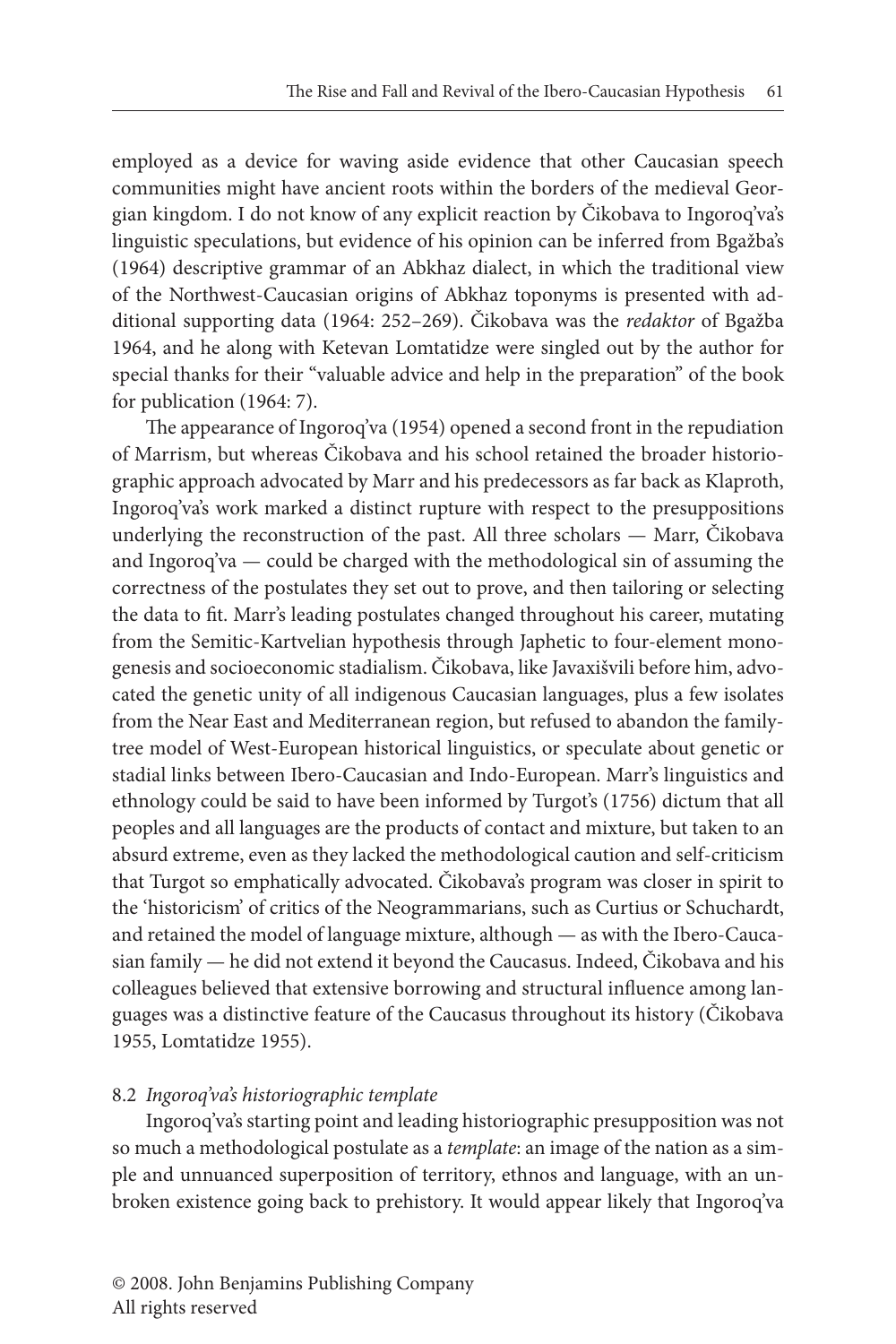employed as a device for waving aside evidence that other Caucasian speech communities might have ancient roots within the borders of the medieval Georgian kingdom. I do not know of any explicit reaction by Čikobava to Ingoroq'va's linguistic speculations, but evidence of his opinion can be inferred from Bgažba's (1964) descriptive grammar of an Abkhaz dialect, in which the traditional view of the Northwest-Caucasian origins of Abkhaz toponyms is presented with additional supporting data (1964: 252–269). Čikobava was the *redaktor* of Bgažba 1964, and he along with Ketevan Lomtatidze were singled out by the author for special thanks for their "valuable advice and help in the preparation" of the book for publication (1964: 7).

The appearance of Ingoroq'va (1954) opened a second front in the repudiation of Marrism, but whereas Čikobava and his school retained the broader historiographic approach advocated by Marr and his predecessors as far back as Klaproth, Ingoroq'va's work marked a distinct rupture with respect to the presuppositions underlying the reconstruction of the past. All three scholars — Marr, Čikobava and Ingoroq'va — could be charged with the methodological sin of assuming the correctness of the postulates they set out to prove, and then tailoring or selecting the data to fit. Marr's leading postulates changed throughout his career, mutating from the Semitic-Kartvelian hypothesis through Japhetic to four-element monogenesis and socioeconomic stadialism. Čikobava, like Javaxišvili before him, advocated the genetic unity of all indigenous Caucasian languages, plus a few isolates from the Near East and Mediterranean region, but refused to abandon the family-tree model of West-European historical linguistics, or speculate about genetic or stadial links between Ibero-Caucasian and Indo-European. Marr's linguistics and ethnology could be said to have been informed by Turgot's (1756) dictum that all peoples and all languages are the products of contact and mixture, but taken to an absurd extreme, even as they lacked the methodological caution and self-criticism that Turgot so emphatically advocated. Čikobava's program was closer in spirit to the 'historicism' of critics of the Neogrammarians, such as Curtius or Schuchardt, and retained the model of language mixture, although — as with the Ibero-Caucasian family — he did not extend it beyond the Caucasus. Indeed, Čikobava and his colleagues believed that extensive borrowing and structural influence among languages was a distinctive feature of the Caucasus throughout its history (Čikobava 1955, Lomtatidze 1955).

### 8.2 *Ingoroq'va's historiographic template*

Ingoroq'va's starting point and leading historiographic presupposition was not so much a methodological postulate as a *template*: an image of the nation as a simple and unnuanced superposition of territory, ethnos and language, with an unbroken existence going back to prehistory. It would appear likely that Ingoroq'va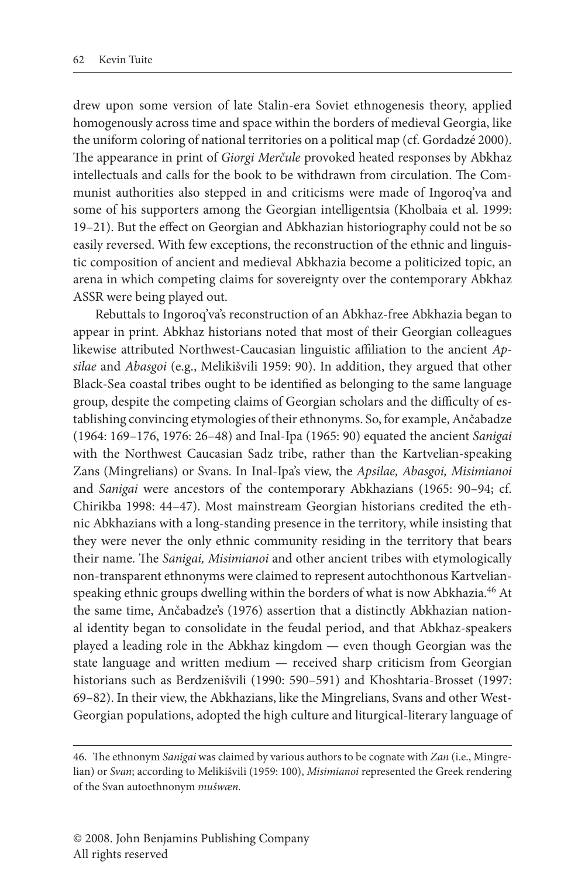drew upon some version of late Stalin-era Soviet ethnogenesis theory, applied homogenously across time and space within the borders of medieval Georgia, like the uniform coloring of national territories on a political map (cf. Gordadzé 2000). The appearance in print of *Giorgi Merčule* provoked heated responses by Abkhaz intellectuals and calls for the book to be withdrawn from circulation. The Communist authorities also stepped in and criticisms were made of Ingoroq'va and some of his supporters among the Georgian intelligentsia (Kholbaia et al. 1999: 19–21). But the effect on Georgian and Abkhazian historiography could not be so easily reversed. With few exceptions, the reconstruction of the ethnic and linguistic composition of ancient and medieval Abkhazia become a politicized topic, an arena in which competing claims for sovereignty over the contemporary Abkhaz ASSR were being played out.

Rebuttals to Ingoroq'va's reconstruction of an Abkhaz-free Abkhazia began to appear in print. Abkhaz historians noted that most of their Georgian colleagues likewise attributed Northwest-Caucasian linguistic affiliation to the ancient *Apsilae* and *Abasgoi* (e.g., Melikišvili 1959: 90). In addition, they argued that other Black-Sea coastal tribes ought to be identified as belonging to the same language group, despite the competing claims of Georgian scholars and the difficulty of establishing convincing etymologies of their ethnonyms. So, for example, Ančabadze (1964: 169–176, 1976: 26–48) and Inal-Ipa (1965: 90) equated the ancient *Sanigai* with the Northwest Caucasian Sadz tribe, rather than the Kartvelian-speaking Zans (Mingrelians) or Svans. In Inal-Ipa's view, the *Apsilae, Abasgoi, Misimianoi* and *Sanigai* were ancestors of the contemporary Abkhazians (1965: 90–94; cf. Chirikba 1998: 44–47). Most mainstream Georgian historians credited the ethnic Abkhazians with a long-standing presence in the territory, while insisting that they were never the only ethnic community residing in the territory that bears their name. The *Sanigai, Misimianoi* and other ancient tribes with etymologically non-transparent ethnonyms were claimed to represent autochthonous Kartvelian-speaking ethnic groups dwelling within the borders of what is now Abkhazia.[46] At the same time, Ančabadze's (1976) assertion that a distinctly Abkhazian national identity began to consolidate in the feudal period, and that Abkhaz-speakers played a leading role in the Abkhaz kingdom — even though Georgian was the state language and written medium — received sharp criticism from Georgian historians such as Berdzenišvili (1990: 590–591) and Khoshtaria-Brosset (1997: 69–82). In their view, the Abkhazians, like the Mingrelians, Svans and other West-Georgian populations, adopted the high culture and liturgical-literary language of

46. The ethnonym *Sanigai* was claimed by various authors to be cognate with *Zan* (i.e., Mingrelian) or *Svan*; according to Melikišvili (1959: 100), *Misimianoi* represented the Greek rendering of the Svan autoethnonym *mušwæn*.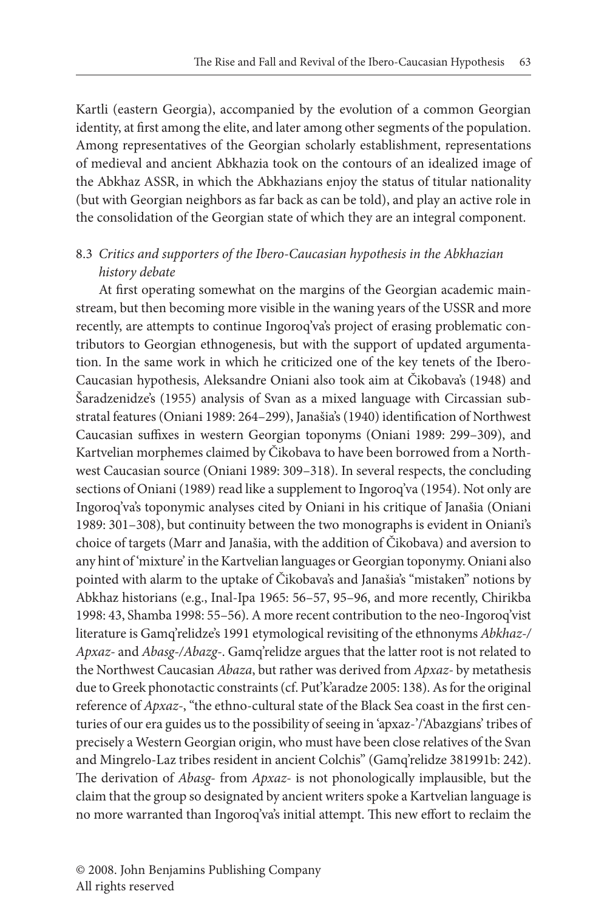Kartli (eastern Georgia), accompanied by the evolution of a common Georgian identity, at first among the elite, and later among other segments of the population. Among representatives of the Georgian scholarly establishment, representations of medieval and ancient Abkhazia took on the contours of an idealized image of the Abkhaz ASSR, in which the Abkhazians enjoy the status of titular nationality (but with Georgian neighbors as far back as can be told), and play an active role in the consolidation of the Georgian state of which they are an integral component.

## 8.3 *Critics and supporters of the Ibero-Caucasian hypothesis in the Abkhazian history debate*

At first operating somewhat on the margins of the Georgian academic mainstream, but then becoming more visible in the waning years of the USSR and more recently, are attempts to continue Ingoroq'va's project of erasing problematic contributors to Georgian ethnogenesis, but with the support of updated argumentation. In the same work in which he criticized one of the key tenets of the Ibero-Caucasian hypothesis, Aleksandre Oniani also took aim at Čikobava's (1948) and Šaradzenidze's (1955) analysis of Svan as a mixed language with Circassian substratal features (Oniani 1989: 264–299), Janašia's (1940) identification of Northwest Caucasian suffixes in western Georgian toponyms (Oniani 1989: 299–309), and Kartvelian morphemes claimed by Čikobava to have been borrowed from a Northwest Caucasian source (Oniani 1989: 309–318). In several respects, the concluding sections of Oniani (1989) read like a supplement to Ingoroq'va (1954). Not only are Ingoroq'va's toponymic analyses cited by Oniani in his critique of Janašia (Oniani 1989: 301–308), but continuity between the two monographs is evident in Oniani's choice of targets (Marr and Janašia, with the addition of Čikobava) and aversion to any hint of 'mixture' in the Kartvelian languages or Georgian toponymy. Oniani also pointed with alarm to the uptake of Čikobava's and Janašia's "mistaken" notions by Abkhaz historians (e.g., Inal-Ipa 1965: 56–57, 95–96, and more recently, Chirikba 1998: 43, Shamba 1998: 55–56). A more recent contribution to the neo-Ingoroq'vist literature is Gamq'relidze's 1991 etymological revisiting of the ethnonyms *Abkhaz-/ Apxaz-* and *Abasg-/Abazg-*. Gamq'relidze argues that the latter root is not related to the Northwest Caucasian *Abaza*, but rather was derived from *Apxaz-* by metathesis due to Greek phonotactic constraints (cf. Put'k'aradze 2005: 138). As for the original reference of *Apxaz-*, "the ethno-cultural state of the Black Sea coast in the first centuries of our era guides us to the possibility of seeing in 'apxaz-'/'Abazgians' tribes of precisely a Western Georgian origin, who must have been close relatives of the Svan and Mingrelo-Laz tribes resident in ancient Colchis" (Gamq'relidze 381991b: 242). The derivation of *Abasg-* from *Apxaz-* is not phonologically implausible, but the claim that the group so designated by ancient writers spoke a Kartvelian language is no more warranted than Ingoroq'va's initial attempt. This new effort to reclaim the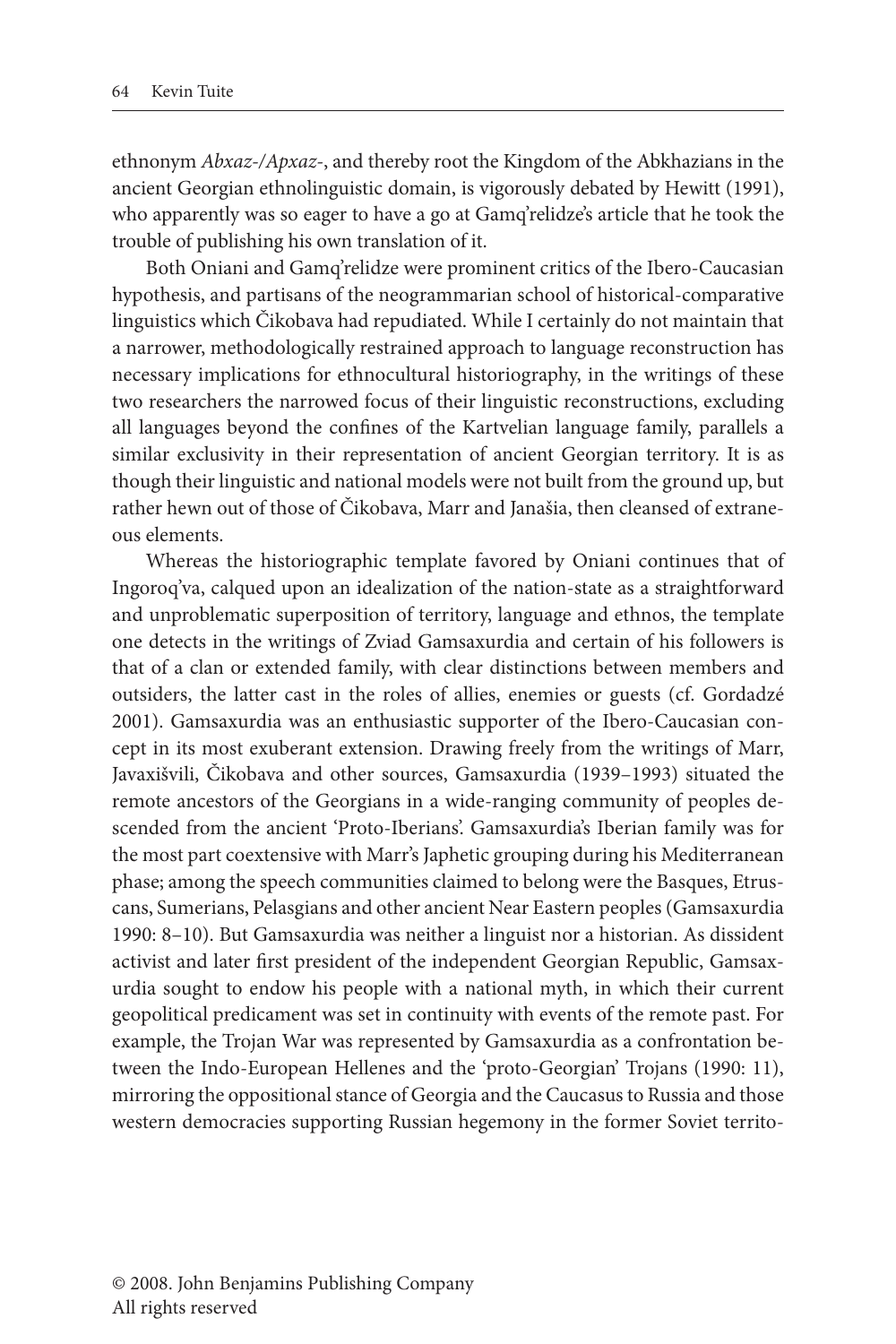ethnonym *Abxaz-/Apxaz-*, and thereby root the Kingdom of the Abkhazians in the ancient Georgian ethnolinguistic domain, is vigorously debated by Hewitt (1991), who apparently was so eager to have a go at Gamq'relidze's article that he took the trouble of publishing his own translation of it.

Both Oniani and Gamq'relidze were prominent critics of the Ibero-Caucasian hypothesis, and partisans of the neogrammarian school of historical-comparative linguistics which Čikobava had repudiated. While I certainly do not maintain that a narrower, methodologically restrained approach to language reconstruction has necessary implications for ethnocultural historiography, in the writings of these two researchers the narrowed focus of their linguistic reconstructions, excluding all languages beyond the confines of the Kartvelian language family, parallels a similar exclusivity in their representation of ancient Georgian territory. It is as though their linguistic and national models were not built from the ground up, but rather hewn out of those of Čikobava, Marr and Janašia, then cleansed of extraneous elements.

Whereas the historiographic template favored by Oniani continues that of Ingoroq'va, calqued upon an idealization of the nation-state as a straightforward and unproblematic superposition of territory, language and ethnos, the template one detects in the writings of Zviad Gamsaxurdia and certain of his followers is that of a clan or extended family, with clear distinctions between members and outsiders, the latter cast in the roles of allies, enemies or guests (cf. Gordadzé 2001). Gamsaxurdia was an enthusiastic supporter of the Ibero-Caucasian concept in its most exuberant extension. Drawing freely from the writings of Marr, Javaxišvili, Čikobava and other sources, Gamsaxurdia (1939–1993) situated the remote ancestors of the Georgians in a wide-ranging community of peoples descended from the ancient 'Proto-Iberians'. Gamsaxurdia's Iberian family was for the most part coextensive with Marr's Japhetic grouping during his Mediterranean phase; among the speech communities claimed to belong were the Basques, Etruscans, Sumerians, Pelasgians and other ancient Near Eastern peoples (Gamsaxurdia 1990: 8–10). But Gamsaxurdia was neither a linguist nor a historian. As dissident activist and later first president of the independent Georgian Republic, Gamsaxurdia sought to endow his people with a national myth, in which their current geopolitical predicament was set in continuity with events of the remote past. For example, the Trojan War was represented by Gamsaxurdia as a confrontation between the Indo-European Hellenes and the 'proto-Georgian' Trojans (1990: 11), mirroring the oppositional stance of Georgia and the Caucasus to Russia and those western democracies supporting Russian hegemony in the former Soviet territo-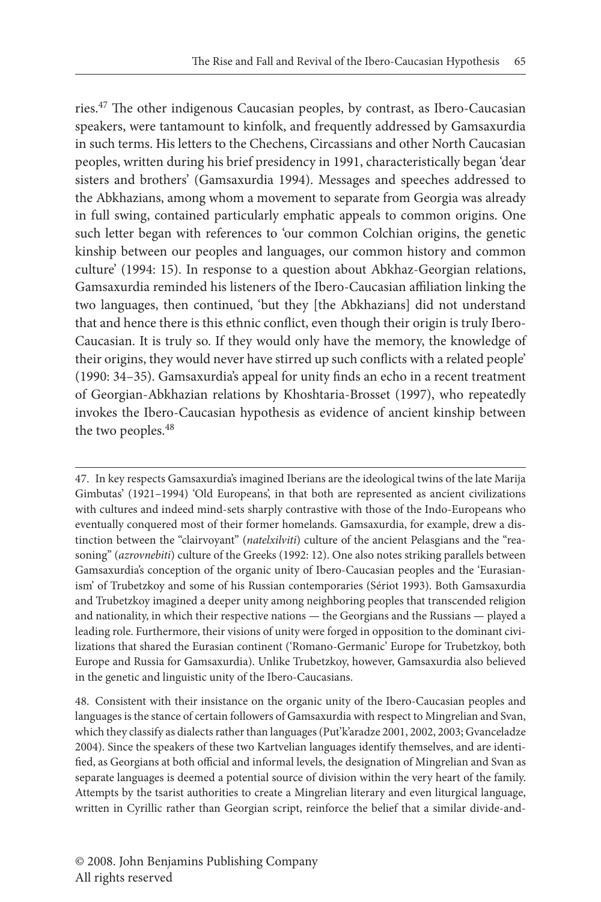ries.[47] The other indigenous Caucasian peoples, by contrast, as Ibero-Caucasian speakers, were tantamount to kinfolk, and frequently addressed by Gamsaxurdia in such terms. His letters to the Chechens, Circassians and other North Caucasian peoples, written during his brief presidency in 1991, characteristically began 'dear sisters and brothers' (Gamsaxurdia 1994). Messages and speeches addressed to the Abkhazians, among whom a movement to separate from Georgia was already in full swing, contained particularly emphatic appeals to common origins. One such letter began with references to 'our common Colchian origins, the genetic kinship between our peoples and languages, our common history and common culture' (1994: 15). In response to a question about Abkhaz-Georgian relations, Gamsaxurdia reminded his listeners of the Ibero-Caucasian affiliation linking the two languages, then continued, 'but they [the Abkhazians] did not understand that and hence there is this ethnic conflict, even though their origin is truly Ibero-Caucasian. It is truly so. If they would only have the memory, the knowledge of their origins, they would never have stirred up such conflicts with a related people' (1990: 34–35). Gamsaxurdia's appeal for unity finds an echo in a recent treatment of Georgian-Abkhazian relations by Khoshtaria-Brosset (1997), who repeatedly invokes the Ibero-Caucasian hypothesis as evidence of ancient kinship between the two peoples.[48]

---

47. In key respects Gamsaxurdia's imagined Iberians are the ideological twins of the late Marija Gimbutas' (1921–1994) 'Old Europeans', in that both are represented as ancient civilizations with cultures and indeed mind-sets sharply contrastive with those of the Indo-Europeans who eventually conquered most of their former homelands. Gamsaxurdia, for example, drew a distinction between the "clairvoyant" (*natelxilviti*) culture of the ancient Pelasgians and the "reasoning" (*azrovnebiti*) culture of the Greeks (1992: 12). One also notes striking parallels between Gamsaxurdia's conception of the organic unity of Ibero-Caucasian peoples and the 'Eurasianism' of Trubetzkoy and some of his Russian contemporaries (Sériot 1993). Both Gamsaxurdia and Trubetzkoy imagined a deeper unity among neighboring peoples that transcended religion and nationality, in which their respective nations — the Georgians and the Russians — played a leading role. Furthermore, their visions of unity were forged in opposition to the dominant civilizations that shared the Eurasian continent ('Romano-Germanic' Europe for Trubetzkoy, both Europe and Russia for Gamsaxurdia). Unlike Trubetzkoy, however, Gamsaxurdia also believed in the genetic and linguistic unity of the Ibero-Caucasians.

48. Consistent with their insistance on the organic unity of the Ibero-Caucasian peoples and languages is the stance of certain followers of Gamsaxurdia with respect to Mingrelian and Svan, which they classify as dialects rather than languages (Put'k'aradze 2001, 2002, 2003; Gvanceladze 2004). Since the speakers of these two Kartvelian languages identify themselves, and are identified, as Georgians at both official and informal levels, the designation of Mingrelian and Svan as separate languages is deemed a potential source of division within the very heart of the family. Attempts by the tsarist authorities to create a Mingrelian literary and even liturgical language, written in Cyrillic rather than Georgian script, reinforce the belief that a similar divide-and-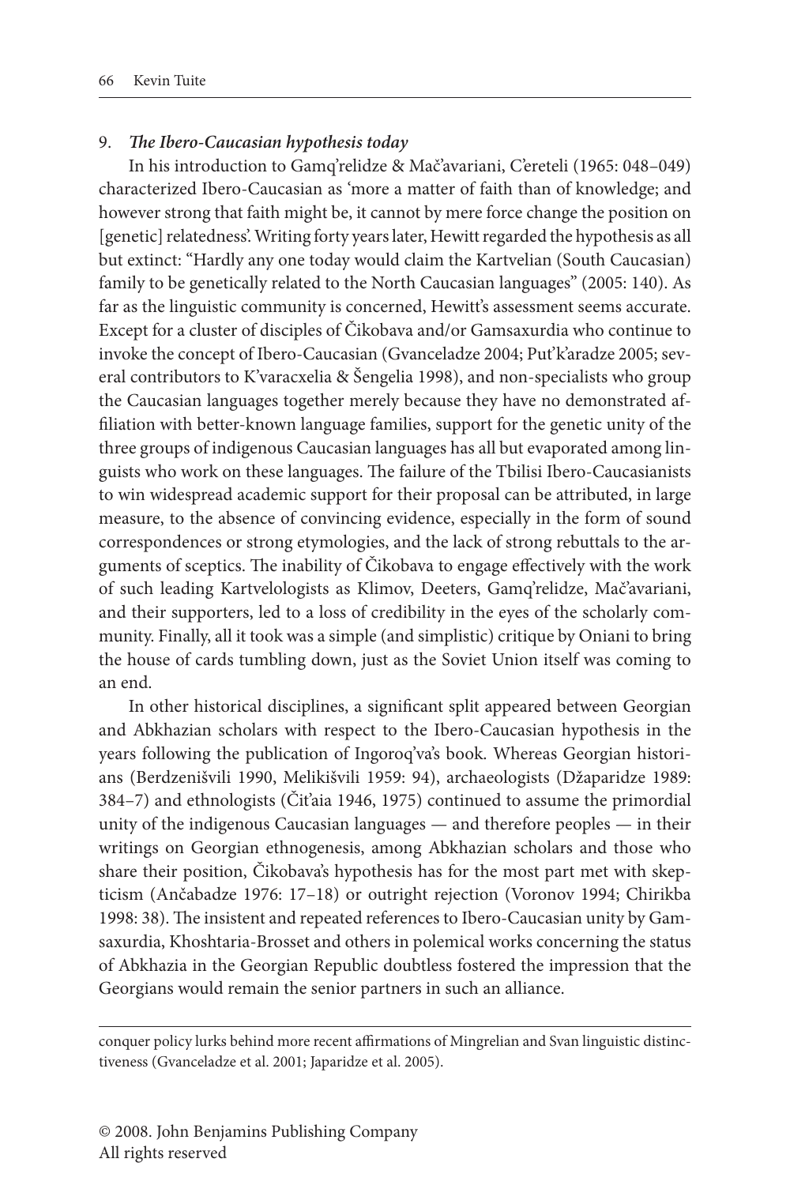## 9. *The Ibero-Caucasian hypothesis today*

In his introduction to Gamq'relidze & Mač'avariani, C'ereteli (1965: 048–049) characterized Ibero-Caucasian as 'more a matter of faith than of knowledge; and however strong that faith might be, it cannot by mere force change the position on [genetic] relatedness'. Writing forty years later, Hewitt regarded the hypothesis as all but extinct: "Hardly any one today would claim the Kartvelian (South Caucasian) family to be genetically related to the North Caucasian languages" (2005: 140). As far as the linguistic community is concerned, Hewitt's assessment seems accurate. Except for a cluster of disciples of Čikobava and/or Gamsaxurdia who continue to invoke the concept of Ibero-Caucasian (Gvanceladze 2004; Put'k'aradze 2005; several contributors to K'varacxelia & Šengelia 1998), and non-specialists who group the Caucasian languages together merely because they have no demonstrated affiliation with better-known language families, support for the genetic unity of the three groups of indigenous Caucasian languages has all but evaporated among linguists who work on these languages. The failure of the Tbilisi Ibero-Caucasianists to win widespread academic support for their proposal can be attributed, in large measure, to the absence of convincing evidence, especially in the form of sound correspondences or strong etymologies, and the lack of strong rebuttals to the arguments of sceptics. The inability of Čikobava to engage effectively with the work of such leading Kartvelologists as Klimov, Deeters, Gamq'relidze, Mač'avariani, and their supporters, led to a loss of credibility in the eyes of the scholarly community. Finally, all it took was a simple (and simplistic) critique by Oniani to bring the house of cards tumbling down, just as the Soviet Union itself was coming to an end.

In other historical disciplines, a significant split appeared between Georgian and Abkhazian scholars with respect to the Ibero-Caucasian hypothesis in the years following the publication of Ingoroq'va's book. Whereas Georgian historians (Berdzenišvili 1990, Melikišvili 1959: 94), archaeologists (Džaparidze 1989: 384–7) and ethnologists (Čit'aia 1946, 1975) continued to assume the primordial unity of the indigenous Caucasian languages — and therefore peoples — in their writings on Georgian ethnogenesis, among Abkhazian scholars and those who share their position, Čikobava's hypothesis has for the most part met with skepticism (Ančabadze 1976: 17–18) or outright rejection (Voronov 1994; Chirikba 1998: 38). The insistent and repeated references to Ibero-Caucasian unity by Gamsaxurdia, Khoshtaria-Brosset and others in polemical works concerning the status of Abkhazia in the Georgian Republic doubtless fostered the impression that the Georgians would remain the senior partners in such an alliance.

---

conquer policy lurks behind more recent affirmations of Mingrelian and Svan linguistic distinctiveness (Gvanceladze et al. 2001; Japaridze et al. 2005).

© 2008. John Benjamins Publishing Company
All rights reserved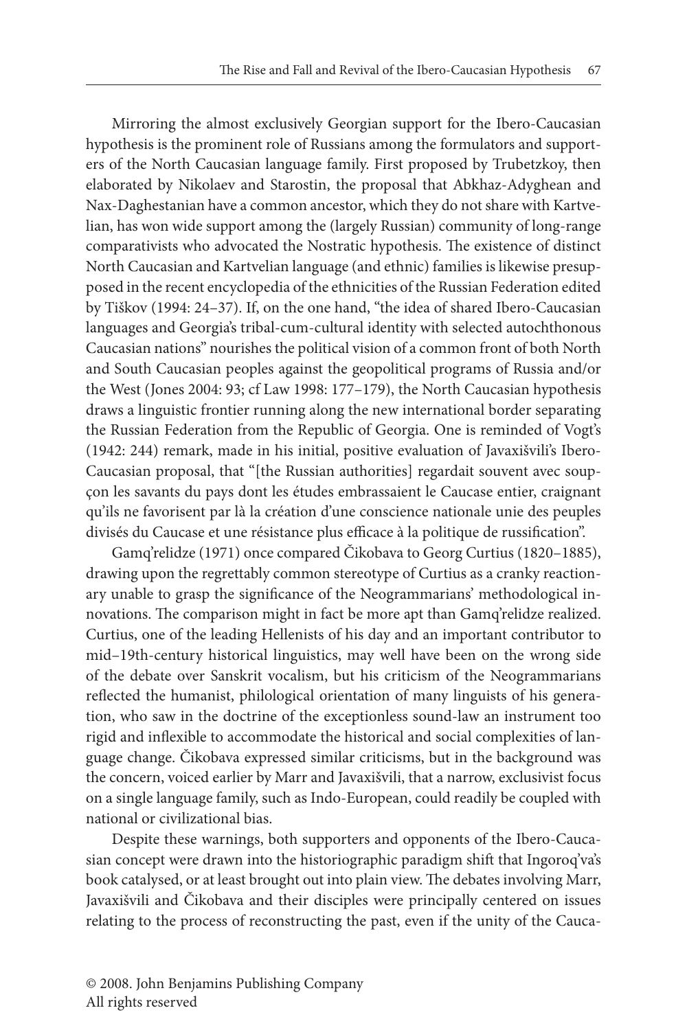Mirroring the almost exclusively Georgian support for the Ibero-Caucasian hypothesis is the prominent role of Russians among the formulators and supporters of the North Caucasian language family. First proposed by Trubetzkoy, then elaborated by Nikolaev and Starostin, the proposal that Abkhaz-Adyghean and Nax-Daghestanian have a common ancestor, which they do not share with Kartvelian, has won wide support among the (largely Russian) community of long-range comparativists who advocated the Nostratic hypothesis. The existence of distinct North Caucasian and Kartvelian language (and ethnic) families is likewise presupposed in the recent encyclopedia of the ethnicities of the Russian Federation edited by Tiškov (1994: 24–37). If, on the one hand, "the idea of shared Ibero-Caucasian languages and Georgia's tribal-cum-cultural identity with selected autochthonous Caucasian nations" nourishes the political vision of a common front of both North and South Caucasian peoples against the geopolitical programs of Russia and/or the West (Jones 2004: 93; cf Law 1998: 177–179), the North Caucasian hypothesis draws a linguistic frontier running along the new international border separating the Russian Federation from the Republic of Georgia. One is reminded of Vogt's (1942: 244) remark, made in his initial, positive evaluation of Javaxišvili's Ibero-Caucasian proposal, that "[the Russian authorities] regardait souvent avec soupçon les savants du pays dont les études embrassaient le Caucase entier, craignant qu'ils ne favorisent par là la création d'une conscience nationale unie des peuples divisés du Caucase et une résistance plus efficace à la politique de russification".

Gamq'relidze (1971) once compared Čikobava to Georg Curtius (1820–1885), drawing upon the regrettably common stereotype of Curtius as a cranky reactionary unable to grasp the significance of the Neogrammarians' methodological innovations. The comparison might in fact be more apt than Gamq'relidze realized. Curtius, one of the leading Hellenists of his day and an important contributor to mid–19th-century historical linguistics, may well have been on the wrong side of the debate over Sanskrit vocalism, but his criticism of the Neogrammarians reflected the humanist, philological orientation of many linguists of his generation, who saw in the doctrine of the exceptionless sound-law an instrument too rigid and inflexible to accommodate the historical and social complexities of language change. Čikobava expressed similar criticisms, but in the background was the concern, voiced earlier by Marr and Javaxišvili, that a narrow, exclusivist focus on a single language family, such as Indo-European, could readily be coupled with national or civilizational bias.

Despite these warnings, both supporters and opponents of the Ibero-Caucasian concept were drawn into the historiographic paradigm shift that Ingoroq'va's book catalysed, or at least brought out into plain view. The debates involving Marr, Javaxišvili and Čikobava and their disciples were principally centered on issues relating to the process of reconstructing the past, even if the unity of the Cauca-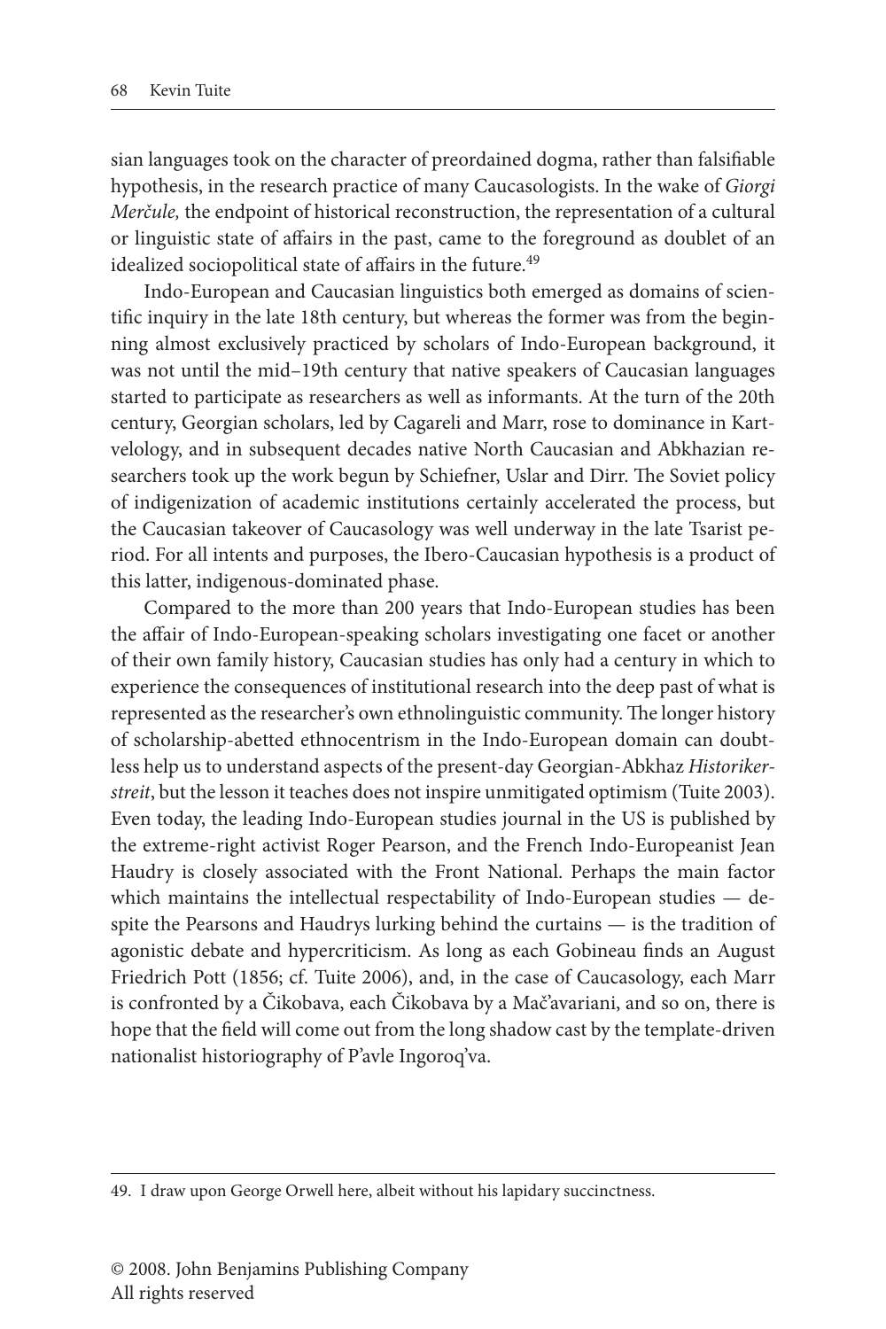sian languages took on the character of preordained dogma, rather than falsifiable hypothesis, in the research practice of many Caucasologists. In the wake of *Giorgi Merčule,* the endpoint of historical reconstruction, the representation of a cultural or linguistic state of affairs in the past, came to the foreground as doublet of an idealized sociopolitical state of affairs in the future.[49]

Indo-European and Caucasian linguistics both emerged as domains of scientific inquiry in the late 18th century, but whereas the former was from the beginning almost exclusively practiced by scholars of Indo-European background, it was not until the mid–19th century that native speakers of Caucasian languages started to participate as researchers as well as informants. At the turn of the 20th century, Georgian scholars, led by Cagareli and Marr, rose to dominance in Kartvelology, and in subsequent decades native North Caucasian and Abkhazian researchers took up the work begun by Schiefner, Uslar and Dirr. The Soviet policy of indigenization of academic institutions certainly accelerated the process, but the Caucasian takeover of Caucasology was well underway in the late Tsarist period. For all intents and purposes, the Ibero-Caucasian hypothesis is a product of this latter, indigenous-dominated phase.

Compared to the more than 200 years that Indo-European studies has been the affair of Indo-European-speaking scholars investigating one facet or another of their own family history, Caucasian studies has only had a century in which to experience the consequences of institutional research into the deep past of what is represented as the researcher's own ethnolinguistic community. The longer history of scholarship-abetted ethnocentrism in the Indo-European domain can doubtless help us to understand aspects of the present-day Georgian-Abkhaz *Historikerstreit*, but the lesson it teaches does not inspire unmitigated optimism (Tuite 2003). Even today, the leading Indo-European studies journal in the US is published by the extreme-right activist Roger Pearson, and the French Indo-Europeanist Jean Haudry is closely associated with the Front National. Perhaps the main factor which maintains the intellectual respectability of Indo-European studies — despite the Pearsons and Haudrys lurking behind the curtains — is the tradition of agonistic debate and hypercriticism. As long as each Gobineau finds an August Friedrich Pott (1856; cf. Tuite 2006), and, in the case of Caucasology, each Marr is confronted by a Čikobava, each Čikobava by a Mač'avariani, and so on, there is hope that the field will come out from the long shadow cast by the template-driven nationalist historiography of P'avle Ingoroq'va.

49. I draw upon George Orwell here, albeit without his lapidary succinctness.

© 2008. John Benjamins Publishing Company
All rights reserved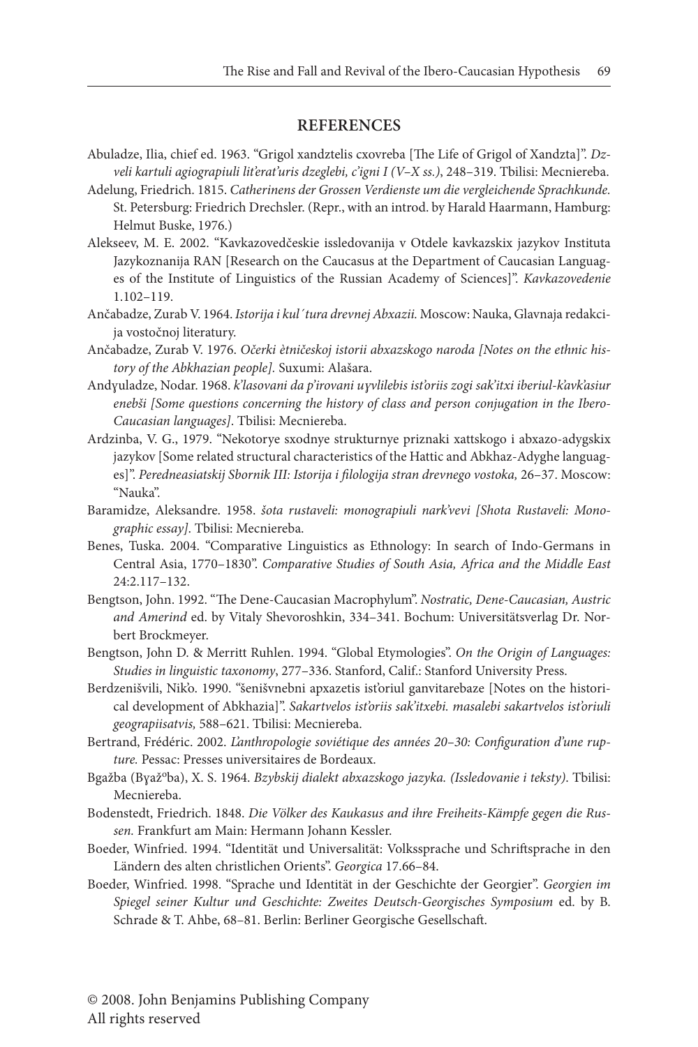## REFERENCES

Abuladze, Ilia, chief ed. 1963. "Grigol xandztelis cxovreba [The Life of Grigol of Xandzta]". *Dzveli kartuli agiograpiuli lit'erat'uris dzeglebi, c'igni I (V–X ss.)*, 248–319. Tbilisi: Mecniereba.

Adelung, Friedrich. 1815. *Catherinens der Grossen Verdienste um die vergleichende Sprachkunde.* St. Petersburg: Friedrich Drechsler. (Repr., with an introd. by Harald Haarmann, Hamburg: Helmut Buske, 1976.)

Alekseev, M. E. 2002. "Kavkazovedčeskie issledovanija v Otdele kavkazskix jazykov Instituta Jazykoznanija RAN [Research on the Caucasus at the Department of Caucasian Languages of the Institute of Linguistics of the Russian Academy of Sciences]". *Kavkazovedenie* 1.102–119.

Ančabadze, Zurab V. 1964. *Istorija i kul´tura drevnej Abxazii.* Moscow: Nauka, Glavnaja redakcija vostočnoj literatury.

Ančabadze, Zurab V. 1976. *Očerki ètničeskoj istorii abxazskogo naroda [Notes on the ethnic history of the Abkhazian people].* Suxumi: Alašara.

Andɣuladze, Nodar. 1968. *k'lasovani da p'irovani uɣvlilebis ist'oriis zogi sak'itxi iberiul-k'avk'asiur enebši [Some questions concerning the history of class and person conjugation in the Ibero-Caucasian languages]*. Tbilisi: Mecniereba.

Ardzinba, V. G., 1979. "Nekotorye sxodnye strukturnye priznaki xattskogo i abxazo-adygskix jazykov [Some related structural characteristics of the Hattic and Abkhaz-Adyghe languages]". *Peredneasiatskij Sbornik III: Istorija i filologija stran drevnego vostoka,* 26–37. Moscow: "Nauka".

Baramidze, Aleksandre. 1958. *šota rustaveli: monograpiuli nark'vevi [Shota Rustaveli: Monographic essay].* Tbilisi: Mecniereba.

Benes, Tuska. 2004. "Comparative Linguistics as Ethnology: In search of Indo-Germans in Central Asia, 1770–1830". *Comparative Studies of South Asia, Africa and the Middle East* 24:2.117–132.

Bengtson, John. 1992. "The Dene-Caucasian Macrophylum". *Nostratic, Dene-Caucasian, Austric and Amerind* ed. by Vitaly Shevoroshkin, 334–341. Bochum: Universitätsverlag Dr. Norbert Brockmeyer.

Bengtson, John D. & Merritt Ruhlen. 1994. "Global Etymologies". *On the Origin of Languages: Studies in linguistic taxonomy*, 277–336. Stanford, Calif.: Stanford University Press.

Berdzenišvili, Nik'o. 1990. "šenišvnebni apxazetis ist'oriul ganvitarebaze [Notes on the historical development of Abkhazia]". *Sakartvelos ist'oriis sak'itxebi. masalebi sakartvelos ist'oriuli geograpiisatvis,* 588–621. Tbilisi: Mecniereba.

Bertrand, Frédéric. 2002. *L'anthropologie soviétique des années 20–30: Configuration d'une rupture.* Pessac: Presses universitaires de Bordeaux.

Bgažba (Bɣažᵒba), X. S. 1964. *Bzybskij dialekt abxazskogo jazyka. (Issledovanie i teksty)*. Tbilisi: Mecniereba.

Bodenstedt, Friedrich. 1848. *Die Völker des Kaukasus and ihre Freiheits-Kämpfe gegen die Russen.* Frankfurt am Main: Hermann Johann Kessler.

Boeder, Winfried. 1994. "Identität und Universalität: Volkssprache und Schriftsprache in den Ländern des alten christlichen Orients". *Georgica* 17.66–84.

Boeder, Winfried. 1998. "Sprache und Identität in der Geschichte der Georgier". *Georgien im Spiegel seiner Kultur und Geschichte: Zweites Deutsch-Georgisches Symposium* ed. by B. Schrade & T. Ahbe, 68–81. Berlin: Berliner Georgische Gesellschaft.

© 2008. John Benjamins Publishing Company
All rights reserved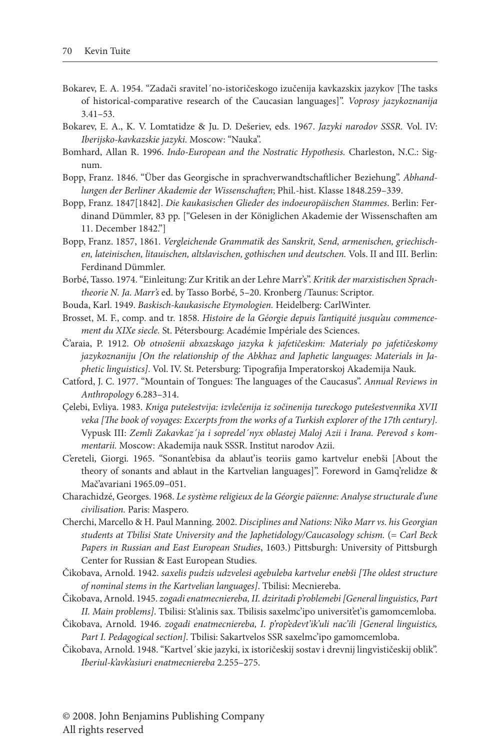Bokarev, E. A. 1954. "Zadači sravitel´no-istoričeskogo izučenija kavkazskix jazykov [The tasks of historical-comparative research of the Caucasian languages]". *Voprosy jazykoznanija* 3.41–53.

Bokarev, E. A., K. V. Lomtatidze & Ju. D. Dešeriev, eds. 1967. *Jazyki narodov SSSR*. Vol. IV: *Iberijsko-kavkazskie jazyki.* Moscow: "Nauka".

Bomhard, Allan R. 1996. *Indo-European and the Nostratic Hypothesis.* Charleston, N.C.: Signum.

Bopp, Franz. 1846. "Über das Georgische in sprachverwandtschaftlicher Beziehung". *Abhandlungen der Berliner Akademie der Wissenschaften*; Phil.-hist. Klasse 1848.259–339.

Bopp, Franz. 1847[1842]. *Die kaukasischen Glieder des indoeuropäischen Stammes*. Berlin: Ferdinand Dümmler, 83 pp. ["Gelesen in der Königlichen Akademie der Wissenschaften am 11. December 1842."]

Bopp, Franz. 1857, 1861. *Vergleichende Grammatik des Sanskrit, Send, armenischen, griechischen, lateinischen, litauischen, altslavischen, gothischen und deutschen.* Vols. II and III. Berlin: Ferdinand Dümmler.

Borbé, Tasso. 1974. "Einleitung: Zur Kritik an der Lehre Marr's". *Kritik der marxistischen Sprachtheorie N. Ja. Marr's* ed. by Tasso Borbé, 5–20. Kronberg /Taunus: Scriptor.

Bouda, Karl. 1949. *Baskisch-kaukasische Etymologien.* Heidelberg: CarlWinter.

Brosset, M. F., comp. and tr. 1858. *Histoire de la Géorgie depuis l'antiquité jusqu'au commencement du XIXe siecle.* St. Pétersbourg: Académie Impériale des Sciences.

Č'araia, P. 1912. *Ob otnošenii abxazskago jazyka k jafetičeskim: Materialy po jafetičeskomy jazykoznaniju [On the relationship of the Abkhaz and Japhetic languages: Materials in Japhetic linguistics]*. Vol. IV. St. Petersburg: Tipografija Imperatorskoj Akademija Nauk.

Catford, J. C. 1977. "Mountain of Tongues: The languages of the Caucasus". *Annual Reviews in Anthropology* 6.283–314.

Çelebi, Evliya. 1983. *Kniga putešestvija: izvlečenija iz sočinenija tureckogo putešestvennika XVII veka [The book of voyages: Excerpts from the works of a Turkish explorer of the 17th century].* Vypusk III: *Zemli Zakavkaz´ja i sopredel´nyx oblastej Maloj Azii i Irana. Perevod s kommentarii.* Moscow: Akademija nauk SSSR. Institut narodov Azii.

C'ereteli, Giorgi. 1965. "Sonant'ebisa da ablaut'is teoriis gamo kartvelur enebši [About the theory of sonants and ablaut in the Kartvelian languages]". Foreword in Gamq'relidze & Mač'avariani 1965.09–051.

Charachidzé, Georges. 1968. *Le système religieux de la Géorgie païenne: Analyse structurale d'une civilisation.* Paris: Maspero.

Cherchi, Marcello & H. Paul Manning. 2002. *Disciplines and Nations: Niko Marr vs. his Georgian students at Tbilisi State University and the Japhetidology/Caucasology schism.* (= *Carl Beck Papers in Russian and East European Studies*, 1603.) Pittsburgh: University of Pittsburgh Center for Russian & East European Studies.

Čikobava, Arnold. 1942. *saxelis pudzis udzvelesi agebuleba kartvelur enebši [The oldest structure of nominal stems in the Kartvelian languages]*. Tbilisi: Mecniereba.

Čikobava, Arnold. 1945. *zogadi enatmecniereba, II. dziritadi p'roblemebi [General linguistics, Part II. Main problems].* Tbilisi: St'alinis sax. Tbilisis saxelmc'ipo universit'et'is gamomcemloba.

Čikobava, Arnold. 1946. *zogadi enatmecniereba, I. p'rop'edevt'ik'uli nac'ili [General linguistics, Part I. Pedagogical section]*. Tbilisi: Sakartvelos SSR saxelmc'ipo gamomcemloba.

Čikobava, Arnold. 1948. "Kartvel´skie jazyki, ix istoričeskij sostav i drevnij lingvističeskij oblik". *Iberiul-k'avk'asiuri enatmecniereba* 2.255–275.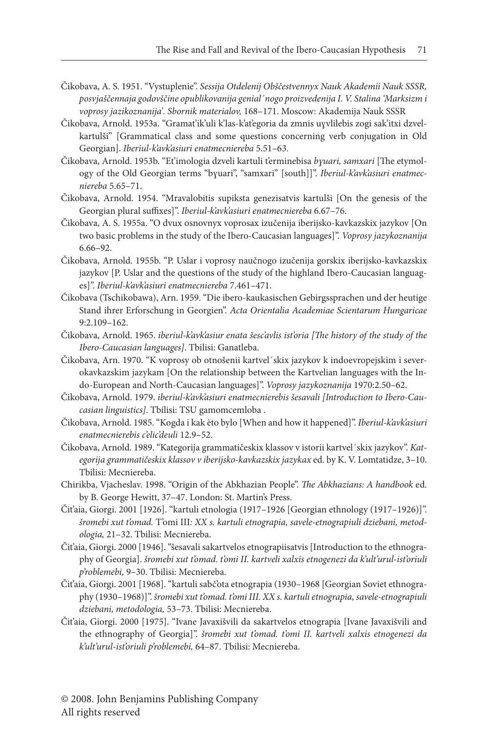Čikobava, A. S. 1951. "Vystuplenie". *Sessija Otdelenij Obščestvennyx Nauk Akademii Nauk SSSR, posvjaščennaja godovščine opublikovanija genial´nogo proizvedenija I. V. Stalina 'Marksizm i voprosy jazikoznanija'. Sbornik materialov,* 168–171. Moscow: Akademija Nauk SSSR

Čikobava, Arnold. 1953a. "Gramat'ik'uli k'las-k'at'egoria da zmnis uɣvlilebis zogi sak'itxi dzvel-kartulši" [Grammatical class and some questions concerning verb conjugation in Old Georgian]. *Iberiul-k'avk'asiuri enatmecniereba* 5.51–63.

Čikobava, Arnold. 1953b. "Et'imologia dzveli kartuli t'erminebisa *bɣuari, samxari* [The etymology of the Old Georgian terms "bɣuari", "samxari" [south]]". *Iberiul-k'avk'asiuri enatmecniereba* 5.65–71.

Čikobava, Arnold. 1954. "Mravalobitis supiksta genezisatvis kartulši [On the genesis of the Georgian plural suffixes]". *Iberiul-k'avk'asiuri enatmecniereba* 6.67–76.

Čikobava, A. S. 1955a. "O dvux osnovnyx voprosax izučenija iberijsko-kavkazskix jazykov [On two basic problems in the study of the Ibero-Caucasian languages]". *Voprosy jazykoznanija* 6.66–92.

Čikobava, Arnold. 1955b. "P. Uslar i voprosy naučnogo izučenija gorskix iberijsko-kavkazskix jazykov [P. Uslar and the questions of the study of the highland Ibero-Caucasian languages]". *Iberiul-k'avk'asiuri enatmecniereba* 7.461–471.

Čikobava (Tschikobawa), Arn. 1959. "Die ibero-kaukasischen Gebirgssprachen und der heutige Stand ihrer Erforschung in Georgien". *Acta Orientalia Academiae Scientarum Hungaricae* 9:2.109–162.

Čikobava, Arnold. 1965. *iberiul-k'avk'asiur enata šesc'avlis ist'oria [The history of the study of the Ibero-Caucasian languages]*. Tbilisi: Ganatleba.

Čikobava, Arn. 1970. "K voprosy ob otnošenii kartvel´skix jazykov k indoevropejskim i severokavkazskim jazykam [On the relationship between the Kartvelian languages with the Indo-European and North-Caucasian languages]". *Voprosy jazykoznanija* 1970:2.50–62.

Čikobava, Arnold. 1979. *iberiul-k'avk'asiuri enatmecnierebis šesavali [Introduction to Ibero-Caucasian linguistics]*. Tbilisi: TSU gamomcemloba .

Čikobava, Arnold. 1985. "Kogda i kak èto bylo [When and how it happened]". *Iberiul-k'avk'asiuri enatmecnierebis c'elic'deuli* 12.9–52.

Čikobava, Arnold. 1989. "Kategorija grammatičeskix klassov v istorii kartvel´skix jazykov". *Kategorija grammatičeskix klassov v iberijsko-kavkazskix jazykax* ed. by K. V. Lomtatidze, 3–10. Tbilisi: Mecniereba.

Chirikba, Vjacheslav. 1998. "Origin of the Abkhazian People". *The Abkhazians: A handbook* ed. by B. George Hewitt, 37–47. London: St. Martin's Press.

Čit'aia, Giorgi. 2001 [1926]. "kartuli etnologia (1917–1926 [Georgian ethnology (1917–1926)]". *šromebi xut t'omad.* T'omi III*: XX s. kartuli etnograpia, savele-etnograpiuli dziebani, metodologia,* 21–32. Tbilisi: Mecniereba.

Čit'aia, Giorgi. 2000 [1946]. "šesavali sakartvelos etnograpiisatvis [Introduction to the ethnography of Georgia]. *šromebi xut t'omad. t'omi II. kartveli xalxis etnogenezi da k'ult'urul-ist'oriuli p'roblemebi,* 9–30. Tbilisi: Mecniereba.

Čit'aia, Giorgi. 2001 [1968]. "kartuli sabč'ota etnograpia (1930–1968 [Georgian Soviet ethnography (1930–1968)]". *šromebi xut t'omad. t'omi III. XX s. kartuli etnograpia, savele-etnograpiuli dziebani, metodologia,* 53–73. Tbilisi: Mecniereba.

Čit'aia, Giorgi. 2000 [1975]. "Ivane Javaxišvili da sakartvelos etnograpia [Ivane Javaxišvili and the ethnography of Georgia]". *šromebi xut t'omad. t'omi II. kartveli xalxis etnogenezi da k'ult'urul-ist'oriuli p'roblemebi,* 64–87. Tbilisi: Mecniereba.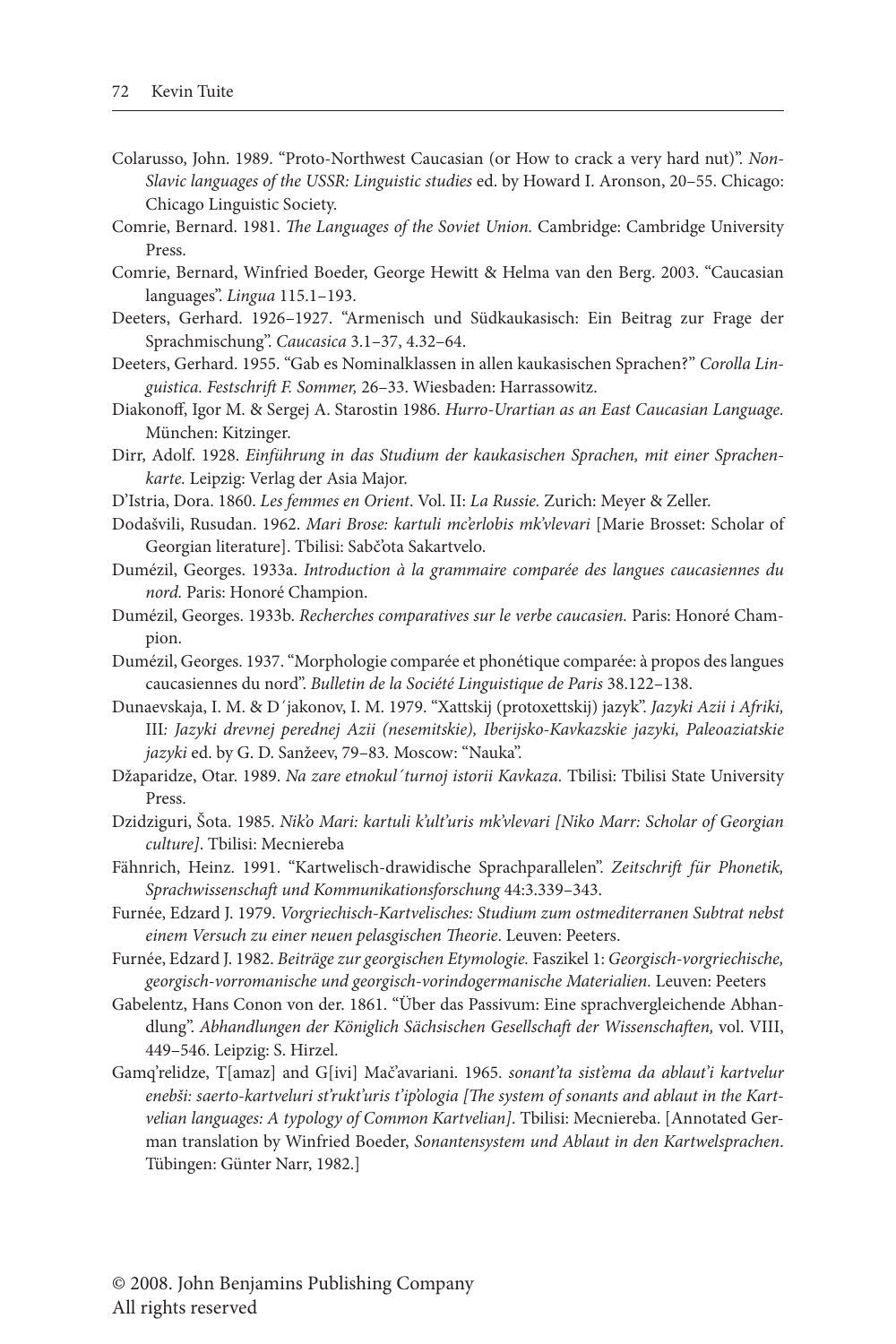Colarusso, John. 1989. "Proto-Northwest Caucasian (or How to crack a very hard nut)". *Non-Slavic languages of the USSR: Linguistic studies* ed. by Howard I. Aronson, 20–55. Chicago: Chicago Linguistic Society.

Comrie, Bernard. 1981. *The Languages of the Soviet Union.* Cambridge: Cambridge University Press.

Comrie, Bernard, Winfried Boeder, George Hewitt & Helma van den Berg. 2003. "Caucasian languages". *Lingua* 115.1–193.

Deeters, Gerhard. 1926–1927. "Armenisch und Südkaukasisch: Ein Beitrag zur Frage der Sprachmischung". *Caucasica* 3.1–37, 4.32–64.

Deeters, Gerhard. 1955. "Gab es Nominalklassen in allen kaukasischen Sprachen?" *Corolla Linguistica. Festschrift F. Sommer,* 26–33. Wiesbaden: Harrassowitz.

Diakonoff, Igor M. & Sergej A. Starostin 1986. *Hurro-Urartian as an East Caucasian Language.* München: Kitzinger.

Dirr, Adolf. 1928. *Einführung in das Studium der kaukasischen Sprachen, mit einer Sprachenkarte.* Leipzig: Verlag der Asia Major.

D'Istria, Dora. 1860. *Les femmes en Orient*. Vol. II: *La Russie.* Zurich: Meyer & Zeller.

Dodašvili, Rusudan. 1962. *Mari Brose: kartuli mc'erlobis mk'vlevari* [Marie Brosset: Scholar of Georgian literature]. Tbilisi: Sabč'ota Sakartvelo.

Dumézil, Georges. 1933a. *Introduction à la grammaire comparée des langues caucasiennes du nord.* Paris: Honoré Champion.

Dumézil, Georges. 1933b. *Recherches comparatives sur le verbe caucasien.* Paris: Honoré Champion.

Dumézil, Georges. 1937. "Morphologie comparée et phonétique comparée: à propos des langues caucasiennes du nord". *Bulletin de la Société Linguistique de Paris* 38.122–138.

Dunaevskaja, I. M. & D´jakonov, I. M. 1979. "Xattskij (protoxettskij) jazyk". *Jazyki Azii i Afriki,* III*: Jazyki drevnej perednej Azii (nesemitskie), Iberijsko-Kavkazskie jazyki, Paleoaziatskie jazyki* ed. by G. D. Sanžeev, 79–83. Moscow: "Nauka".

Džaparidze, Otar. 1989. *Na zare etnokul´turnoj istorii Kavkaza.* Tbilisi: Tbilisi State University Press.

Dzidziguri, Šota. 1985. *Nik'o Mari: kartuli k'ult'uris mk'vlevari [Niko Marr: Scholar of Georgian culture]*. Tbilisi: Mecniereba

Fähnrich, Heinz. 1991. "Kartwelisch-drawidische Sprachparallelen". *Zeitschrift für Phonetik, Sprachwissenschaft und Kommunikationsforschung* 44:3.339–343.

Furnée, Edzard J. 1979. *Vorgriechisch-Kartvelisches: Studium zum ostmediterranen Subtrat nebst einem Versuch zu einer neuen pelasgischen Theorie*. Leuven: Peeters.

Furnée, Edzard J. 1982. *Beiträge zur georgischen Etymologie.* Faszikel 1: *Georgisch-vorgriechische, georgisch-vorromanische und georgisch-vorindogermanische Materialien.* Leuven: Peeters

Gabelentz, Hans Conon von der. 1861. "Über das Passivum: Eine sprachvergleichende Abhandlung". *Abhandlungen der Königlich Sächsischen Gesellschaft der Wissenschaften,* vol. VIII, 449–546. Leipzig: S. Hirzel.

Gamq'relidze, T[amaz] and G[ivi] Mač'avariani. 1965. *sonant'ta sist'ema da ablaut'i kartvelur enebši: saerto-kartveluri st'rukt'uris t'ip'ologia [The system of sonants and ablaut in the Kartvelian languages: A typology of Common Kartvelian]*. Tbilisi: Mecniereba. [Annotated German translation by Winfried Boeder, *Sonantensystem und Ablaut in den Kartwelsprachen*. Tübingen: Günter Narr, 1982.]

© 2008. John Benjamins Publishing Company
All rights reserved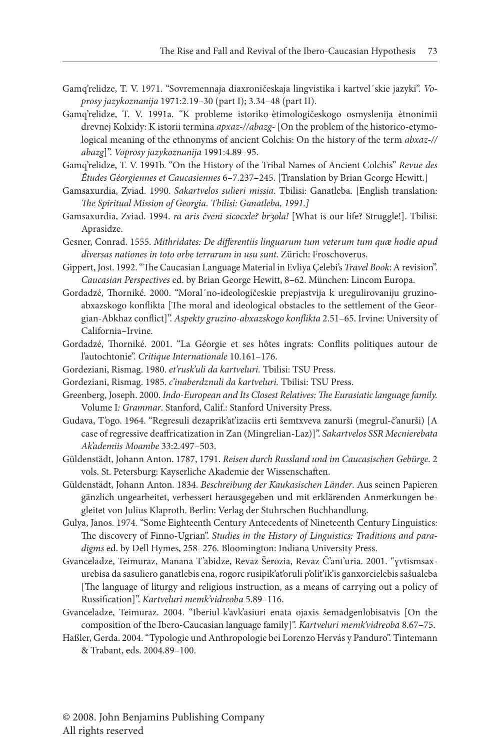Gamq'relidze, T. V. 1971. "Sovremennaja diaxroničeskaja lingvistika i kartvel´skie jazyki". *Voprosy jazykoznanija* 1971:2.19–30 (part I); 3.34–48 (part II).

Gamq'relidze, T. V. 1991a. "K probleme istoriko-ètimologičeskogo osmyslenija ètnonimii drevnej Kolxidy: K istorii termina *apxaz-//abazg-* [On the problem of the historico-etymological meaning of the ethnonyms of ancient Colchis: On the history of the term *abxaz-// abazg*]". *Voprosy jazykoznanija* 1991:4.89–95.

Gamq'relidze, T. V. 1991b. "On the History of the Tribal Names of Ancient Colchis" *Revue des Études Géorgiennes et Caucasiennes* 6–7.237–245. [Translation by Brian George Hewitt.]

Gamsaxurdia, Zviad. 1990. *Sakartvelos sulieri missia*. Tbilisi: Ganatleba. [English translation: *The Spiritual Mission of Georgia. Tbilisi: Ganatleba, 1991.]*

Gamsaxurdia, Zviad. 1994. *ra aris čveni sicocxle? brʒola!* [What is our life? Struggle!]. Tbilisi: Aprasidze.

Gesner, Conrad. 1555. *Mithridates: De differentiis linguarum tum veterum tum quæ hodie apud diversas nationes in toto orbe terrarum in usu sunt.* Zürich: Froschoverus.

Gippert, Jost. 1992. "The Caucasian Language Material in Evliya Çelebi's *Travel Book*: A revision". *Caucasian Perspectives* ed. by Brian George Hewitt, 8–62. München: Lincom Europa.

Gordadzé, Thorniké. 2000. "Moral´no-ideologičeskie prepjastvija k uregulirovaniju gruzino-abxazskogo konflikta [The moral and ideological obstacles to the settlement of the Georgian-Abkhaz conflict]". *Aspekty gruzino-abxazskogo konflikta* 2.51–65. Irvine: University of California–Irvine.

Gordadzé, Thorniké. 2001. "La Géorgie et ses hôtes ingrats: Conflits politiques autour de l'autochtonie". *Critique Internationale* 10.161–176.

Gordeziani, Rismag. 1980. *et'rusk'uli da kartveluri.* Tbilisi: TSU Press.

Gordeziani, Rismag. 1985. *c'inaberdznuli da kartveluri.* Tbilisi: TSU Press.

Greenberg, Joseph. 2000. *Indo-European and Its Closest Relatives: The Eurasiatic language family.* Volume I*: Grammar*. Stanford, Calif.: Stanford University Press.

Gudava, T'ogo. 1964. "Regresuli dezaprik'at'izaciis erti šemtxveva zanurši (megrul-č'anurši) [A case of regressive deaffricatization in Zan (Mingrelian-Laz)]". *Sakartvelos SSR Mecnierebata Ak'ademiis Moambe* 33:2.497–503.

Güldenstädt, Johann Anton. 1787, 1791. *Reisen durch Russland und im Caucasischen Gebürge.* 2 vols. St. Petersburg: Kayserliche Akademie der Wissenschaften.

Güldenstädt, Johann Anton. 1834. *Beschreibung der Kaukasischen Länder*. Aus seinen Papieren gänzlich ungearbeitet, verbessert herausgegeben und mit erklärenden Anmerkungen begleitet von Julius Klaproth. Berlin: Verlag der Stuhrschen Buchhandlung.

Gulya, Janos. 1974. "Some Eighteenth Century Antecedents of Nineteenth Century Linguistics: The discovery of Finno-Ugrian". *Studies in the History of Linguistics: Traditions and paradigms* ed. by Dell Hymes, 258–276*.* Bloomington: Indiana University Press.

Gvanceladze, Teimuraz, Manana T'abidze, Revaz Šerozia, Revaz Č'ant'uria. 2001. "ɣvtismsaxurebisa da sasuliero ganatlebis ena, rogorc rusipik'at'oruli p'olit'ik'is ganxorcielebis sašualeba [The language of liturgy and religious instruction, as a means of carrying out a policy of Russification]". *Kartveluri memk'vidreoba* 5.89–116.

Gvanceladze, Teimuraz. 2004. "Iberiul-k'avk'asiuri enata ojaxis šemadgenlobisatvis [On the composition of the Ibero-Caucasian language family]". *Kartveluri memk'vidreoba* 8.67–75.

Haßler, Gerda. 2004. "Typologie und Anthropologie bei Lorenzo Hervás y Panduro". Tintemann & Trabant, eds. 2004.89–100.

© 2008. John Benjamins Publishing Company
All rights reserved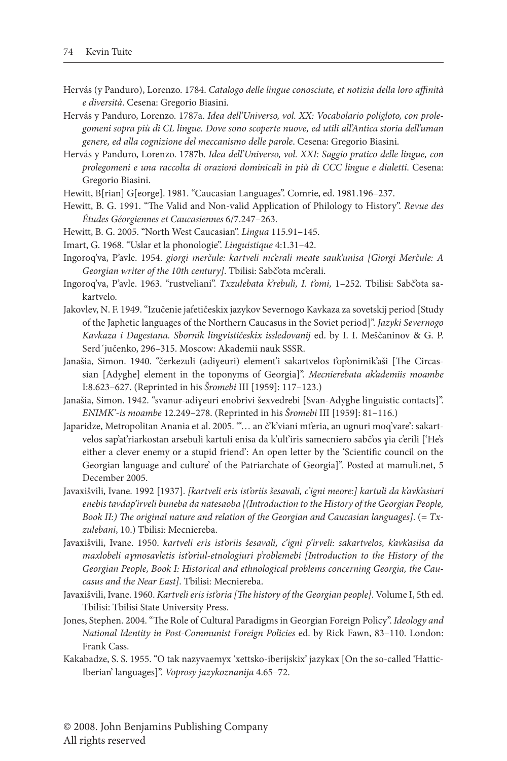Hervás (y Panduro), Lorenzo. 1784. *Catalogo delle lingue conosciute, et notizia della loro affinità e diversità*. Cesena: Gregorio Biasini.

Hervás y Panduro, Lorenzo. 1787a. *Idea dell'Universo, vol. XX: Vocabolario poligloto, con prolegomeni sopra più di CL lingue. Dove sono scoperte nuove, ed utili all'Antica storia dell'uman genere, ed alla cognizione del meccanismo delle parole*. Cesena: Gregorio Biasini.

Hervás y Panduro, Lorenzo. 1787b. *Idea dell'Universo, vol. XXI: Saggio pratico delle lingue, con prolegomeni e una raccolta di orazioni dominicali in più di CCC lingue e dialetti*. Cesena: Gregorio Biasini.

Hewitt, B[rian] G[eorge]. 1981. "Caucasian Languages". Comrie, ed. 1981.196–237.

Hewitt, B. G. 1991. "The Valid and Non-valid Application of Philology to History". *Revue des Études Géorgiennes et Caucasiennes* 6/7.247–263.

Hewitt, B. G. 2005. "North West Caucasian". *Lingua* 115.91–145.

Imart, G. 1968. "Uslar et la phonologie". *Linguistique* 4:1.31–42.

Ingoroq'va, P'avle. 1954. *giorgi merčule: kartveli mc'erali meate sauk'unisa [Giorgi Merčule: A Georgian writer of the 10th century]*. Tbilisi: Sabč'ota mc'erali.

Ingoroq'va, P'avle. 1963. "rustveliani". *Txzulebata k'rebuli, I. t'omi,* 1–252. Tbilisi: Sabč'ota sakartvelo.

Jakovlev, N. F. 1949. "Izučenie jafetičeskix jazykov Severnogo Kavkaza za sovetskij period [Study of the Japhetic languages of the Northern Caucasus in the Soviet period]". *Jazyki Severnogo Kavkaza i Dagestana. Sbornik lingvističeskix issledovanij* ed. by I. I. Meščaninov & G. P. Serd´jučenko, 296–315. Moscow: Akademii nauk SSSR.

Janašia, Simon. 1940. "čerkezuli (adiɣeuri) element'i sakartvelos t'op'onimik'aši [The Circassian [Adyghe] element in the toponyms of Georgia]". *Mecnierebata ak'ademiis moambe* I:8.623–627. (Reprinted in his *Šromebi* III [1959]: 117–123.)

Janašia, Simon. 1942. "svanur-adiɣeuri enobrivi šexvedrebi [Svan-Adyghe linguistic contacts]". *ENIMK'-is moambe* 12.249–278. (Reprinted in his *Šromebi* III [1959]: 81–116.)

Japaridze, Metropolitan Anania et al. 2005. "'… an č'k'viani mt'eria, an ugnuri moq'vare': sakartvelos sap'at'riarkostan arsebuli kartuli enisa da k'ult'iris samecniero sabč'os ɣia c'erili ['He's either a clever enemy or a stupid friend': An open letter by the 'Scientific council on the Georgian language and culture' of the Patriarchate of Georgia]". Posted at mamuli.net, 5 December 2005.

Javaxišvili, Ivane. 1992 [1937]. *[kartveli eris ist'oriis šesavali, c'igni meore:] kartuli da k'avk'asiuri enebis tavdap'irveli buneba da natesaoba [(Introduction to the History of the Georgian People, Book II:) The original nature and relation of the Georgian and Caucasian languages]*. (= *Txzulebani*, 10.) Tbilisi: Mecniereba.

Javaxišvili, Ivane. 1950. *kartveli eris ist'oriis šesavali, c'igni p'irveli: sakartvelos, k'avk'asiisa da maxlobeli aɣmosavletis ist'oriul-etnologiuri p'roblemebi [Introduction to the History of the Georgian People, Book I: Historical and ethnological problems concerning Georgia, the Caucasus and the Near East]*. Tbilisi: Mecniereba.

Javaxišvili, Ivane. 1960. *Kartveli eris ist'oria [The history of the Georgian people]*. Volume I, 5th ed. Tbilisi: Tbilisi State University Press.

Jones, Stephen. 2004. "The Role of Cultural Paradigms in Georgian Foreign Policy". *Ideology and National Identity in Post-Communist Foreign Policies* ed. by Rick Fawn, 83–110. London: Frank Cass.

Kakabadze, S. S. 1955. "O tak nazyvaemyx 'xettsko-iberijskix' jazykax [On the so-called 'Hattic-Iberian' languages]". *Voprosy jazykoznanija* 4.65–72.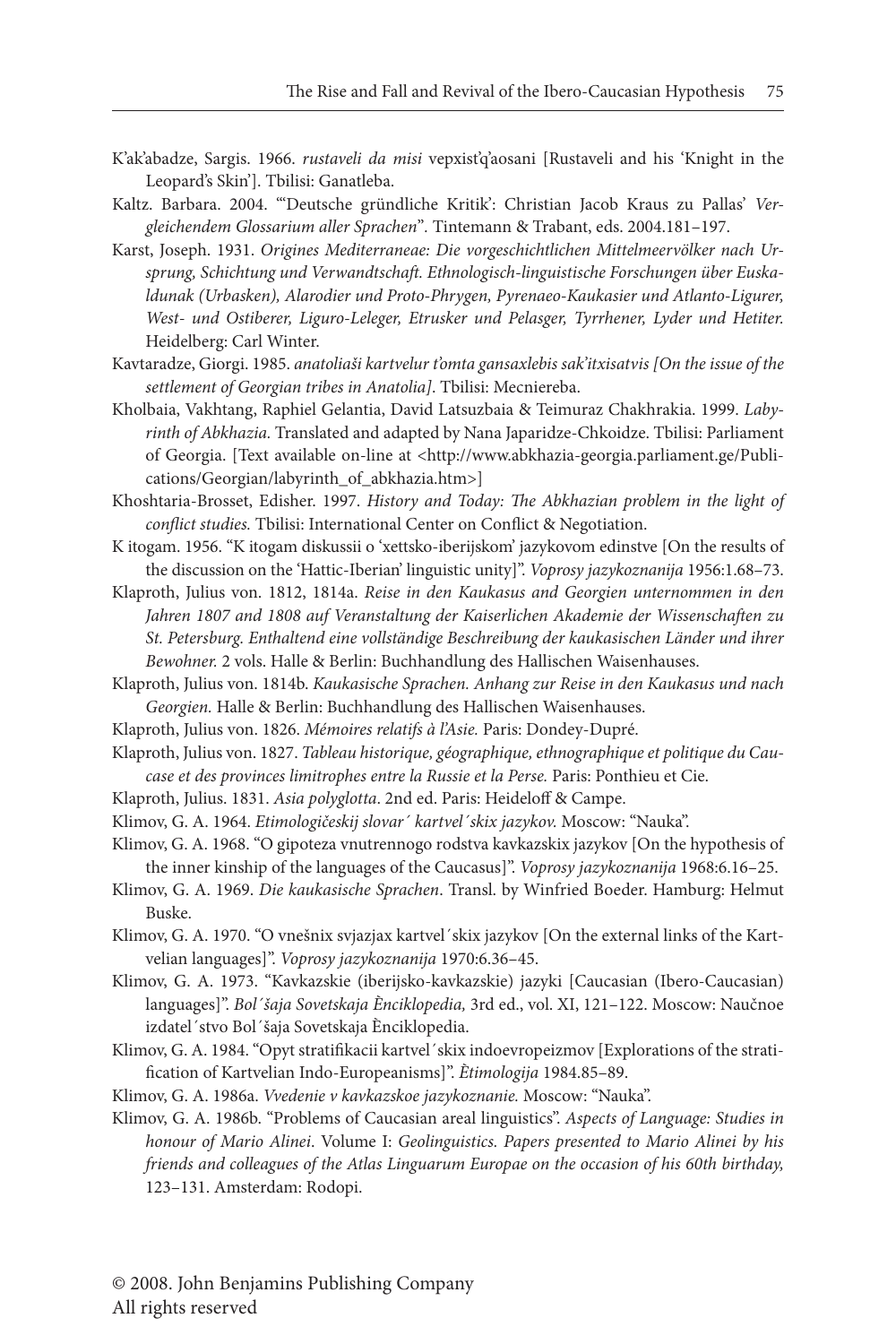K'ak'abadze, Sargis. 1966. *rustaveli da misi* vepxist'q'aosani [Rustaveli and his 'Knight in the Leopard's Skin']. Tbilisi: Ganatleba.

Kaltz. Barbara. 2004. "'Deutsche gründliche Kritik': Christian Jacob Kraus zu Pallas' *Vergleichendem Glossarium aller Sprachen*". Tintemann & Trabant, eds. 2004.181–197.

Karst, Joseph. 1931. *Origines Mediterraneae: Die vorgeschichtlichen Mittelmeervölker nach Ursprung, Schichtung und Verwandtschaft. Ethnologisch-linguistische Forschungen über Euskaldunak (Urbasken), Alarodier und Proto-Phrygen, Pyrenaeo-Kaukasier und Atlanto-Ligurer, West- und Ostiberer, Liguro-Leleger, Etrusker und Pelasger, Tyrrhener, Lyder und Hetiter.* Heidelberg: Carl Winter.

Kavtaradze, Giorgi. 1985. *anatoliaši kartvelur t'omta gansaxlebis sak'itxisatvis [On the issue of the settlement of Georgian tribes in Anatolia]*. Tbilisi: Mecniereba.

Kholbaia, Vakhtang, Raphiel Gelantia, David Latsuzbaia & Teimuraz Chakhrakia. 1999. *Labyrinth of Abkhazia.* Translated and adapted by Nana Japaridze-Chkoidze. Tbilisi: Parliament of Georgia. [Text available on-line at <http://www.abkhazia-georgia.parliament.ge/Publications/Georgian/labyrinth_of_abkhazia.htm>]

Khoshtaria-Brosset, Edisher. 1997. *History and Today: The Abkhazian problem in the light of conflict studies.* Tbilisi: International Center on Conflict & Negotiation.

K itogam. 1956. "K itogam diskussii o 'xettsko-iberijskom' jazykovom edinstve [On the results of the discussion on the 'Hattic-Iberian' linguistic unity]". *Voprosy jazykoznanija* 1956:1.68–73.

Klaproth, Julius von. 1812, 1814a. *Reise in den Kaukasus and Georgien unternommen in den Jahren 1807 and 1808 auf Veranstaltung der Kaiserlichen Akademie der Wissenschaften zu St. Petersburg. Enthaltend eine vollständige Beschreibung der kaukasischen Länder und ihrer Bewohner.* 2 vols. Halle & Berlin: Buchhandlung des Hallischen Waisenhauses.

Klaproth, Julius von. 1814b. *Kaukasische Sprachen. Anhang zur Reise in den Kaukasus und nach Georgien.* Halle & Berlin: Buchhandlung des Hallischen Waisenhauses.

Klaproth, Julius von. 1826. *Mémoires relatifs à l'Asie.* Paris: Dondey-Dupré.

Klaproth, Julius von. 1827. *Tableau historique, géographique, ethnographique et politique du Caucase et des provinces limitrophes entre la Russie et la Perse.* Paris: Ponthieu et Cie.

Klaproth, Julius. 1831. *Asia polyglotta*. 2nd ed. Paris: Heideloff & Campe.

Klimov, G. A. 1964. *Etimologičeskij slovar´ kartvel´skix jazykov.* Moscow: "Nauka".

Klimov, G. A. 1968. "O gipoteza vnutrennogo rodstva kavkazskix jazykov [On the hypothesis of the inner kinship of the languages of the Caucasus]". *Voprosy jazykoznanija* 1968:6.16–25.

Klimov, G. A. 1969. *Die kaukasische Sprachen*. Transl. by Winfried Boeder. Hamburg: Helmut Buske.

Klimov, G. A. 1970. "O vnešnix svjazjax kartvel´skix jazykov [On the external links of the Kartvelian languages]". *Voprosy jazykoznanija* 1970:6.36–45.

Klimov, G. A. 1973. "Kavkazskie (iberijsko-kavkazskie) jazyki [Caucasian (Ibero-Caucasian) languages]". *Bol´šaja Sovetskaja Ènciklopedia,* 3rd ed., vol. XI, 121–122. Moscow: Naučnoe izdatel´stvo Bol´šaja Sovetskaja Ènciklopedia.

Klimov, G. A. 1984. "Opyt stratifikacii kartvel´skix indoevropeizmov [Explorations of the stratification of Kartvelian Indo-Europeanisms]". *Ètimologija* 1984.85–89.

Klimov, G. A. 1986a. *Vvedenie v kavkazskoe jazykoznanie.* Moscow: "Nauka".

Klimov, G. A. 1986b. "Problems of Caucasian areal linguistics". *Aspects of Language: Studies in honour of Mario Alinei*. Volume I: *Geolinguistics. Papers presented to Mario Alinei by his friends and colleagues of the Atlas Linguarum Europae on the occasion of his 60th birthday,* 123–131. Amsterdam: Rodopi.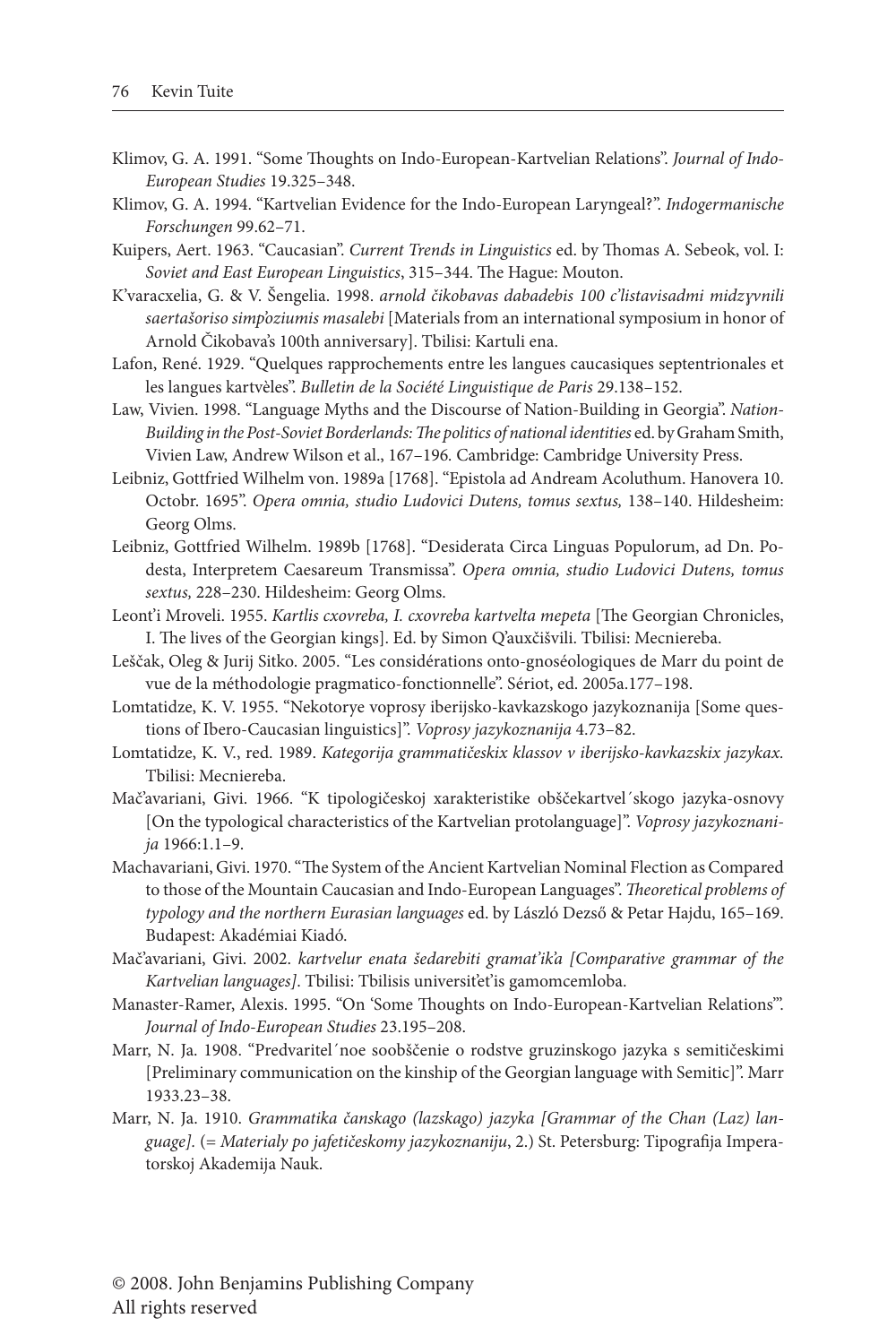Klimov, G. A. 1991. "Some Thoughts on Indo-European-Kartvelian Relations". *Journal of Indo-European Studies* 19.325–348.

Klimov, G. A. 1994. "Kartvelian Evidence for the Indo-European Laryngeal?". *Indogermanische Forschungen* 99.62–71.

Kuipers, Aert. 1963. "Caucasian". *Current Trends in Linguistics* ed. by Thomas A. Sebeok, vol. I: *Soviet and East European Linguistics*, 315–344. The Hague: Mouton.

K'varacxelia, G. & V. Šengelia. 1998. *arnold čikobavas dabadebis 100 c'listavisadmi midzγvnili saertašoriso simp'oziumis masalebi* [Materials from an international symposium in honor of Arnold Čikobava's 100th anniversary]. Tbilisi: Kartuli ena.

Lafon, René. 1929. "Quelques rapprochements entre les langues caucasiques septentrionales et les langues kartvèles". *Bulletin de la Société Linguistique de Paris* 29.138–152.

Law, Vivien. 1998. "Language Myths and the Discourse of Nation-Building in Georgia". *Nation-Building in the Post-Soviet Borderlands: The politics of national identities* ed. by Graham Smith, Vivien Law, Andrew Wilson et al., 167–196. Cambridge: Cambridge University Press.

Leibniz, Gottfried Wilhelm von. 1989a [1768]. "Epistola ad Andream Acoluthum. Hanovera 10. Octobr. 1695". *Opera omnia, studio Ludovici Dutens, tomus sextus,* 138–140. Hildesheim: Georg Olms.

Leibniz, Gottfried Wilhelm. 1989b [1768]. "Desiderata Circa Linguas Populorum, ad Dn. Podesta, Interpretem Caesareum Transmissa". *Opera omnia, studio Ludovici Dutens, tomus sextus,* 228–230. Hildesheim: Georg Olms.

Leont'i Mroveli. 1955. *Kartlis cxovreba, I. cxovreba kartvelta mepeta* [The Georgian Chronicles, I. The lives of the Georgian kings]. Ed. by Simon Q'auxčišvili. Tbilisi: Mecniereba.

Leščak, Oleg & Jurij Sitko. 2005. "Les considérations onto-gnoséologiques de Marr du point de vue de la méthodologie pragmatico-fonctionnelle". Sériot, ed. 2005a.177–198.

Lomtatidze, K. V. 1955. "Nekotorye voprosy iberijsko-kavkazskogo jazykoznanija [Some questions of Ibero-Caucasian linguistics]". *Voprosy jazykoznanija* 4.73–82.

Lomtatidze, K. V., red. 1989. *Kategorija grammatičeskix klassov v iberijsko-kavkazskix jazykax.* Tbilisi: Mecniereba.

Mač'avariani, Givi. 1966. "K tipologičeskoj xarakteristike obščekartvel´skogo jazyka-osnovy [On the typological characteristics of the Kartvelian protolanguage]". *Voprosy jazykoznanija* 1966:1.1–9.

Machavariani, Givi. 1970. "The System of the Ancient Kartvelian Nominal Flection as Compared to those of the Mountain Caucasian and Indo-European Languages". *Theoretical problems of typology and the northern Eurasian languages* ed. by László Dezső & Petar Hajdu, 165–169. Budapest: Akadémiai Kiadó.

Mač'avariani, Givi. 2002. *kartvelur enata šedarebiti gramat'ik'a [Comparative grammar of the Kartvelian languages]*. Tbilisi: Tbilisis universit'et'is gamomcemloba.

Manaster-Ramer, Alexis. 1995. "On 'Some Thoughts on Indo-European-Kartvelian Relations'". *Journal of Indo-European Studies* 23.195–208.

Marr, N. Ja. 1908. "Predvaritel´noe soobščenie o rodstve gruzinskogo jazyka s semitičeskimi [Preliminary communication on the kinship of the Georgian language with Semitic]". Marr 1933.23–38.

Marr, N. Ja. 1910. *Grammatika čanskago (lazskago) jazyka [Grammar of the Chan (Laz) language].* (= *Materialy po jafetičeskomy jazykoznaniju*, 2.) St. Petersburg: Tipografija Imperatorskoj Akademija Nauk.

© 2008. John Benjamins Publishing Company
All rights reserved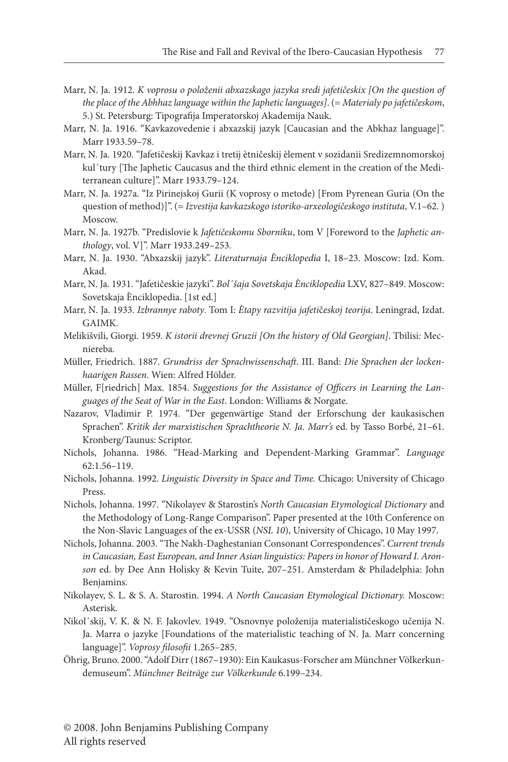Marr, N. Ja. 1912. *K voprosu o položenii abxazskago jazyka sredi jafetičeskix [On the question of the place of the Abhhaz language within the Japhetic languages]*. (= *Materialy po jafetičeskom*, 5.) St. Petersburg: Tipografija Imperatorskoj Akademija Nauk.

Marr, N. Ja. 1916. "Kavkazovedenie i abxazskij jazyk [Caucasian and the Abkhaz language]". Marr 1933.59–78.

Marr, N. Ja. 1920. "Jafetičeskij Kavkaz i tretij ètničeskij èlement v sozidanii Sredizemnomorskoj kul´tury [The Japhetic Caucasus and the third ethnic element in the creation of the Mediterranean culture]". Marr 1933.79–124.

Marr, N. Ja. 1927a. "Iz Pirinejskoj Gurii (K voprosy o metode) [From Pyrenean Guria (On the question of method)]". (= *Izvestija kavkazskogo istoriko-arxeologičeskogo instituta*, V.1–62. ) Moscow.

Marr, N. Ja. 1927b. "Predislovie k *Jafetičeskomu Sborniku*, tom V [Foreword to the *Japhetic anthology*, vol. V]". Marr 1933.249–253.

Marr, N. Ja. 1930. "Abxazskij jazyk". *Literaturnaja Ènciklopedia* I, 18–23. Moscow: Izd. Kom. Akad.

Marr, N. Ja. 1931. "Jafetičeskie jazyki". *Bol´šaja Sovetskaja Ènciklopedia* LXV, 827–849. Moscow: Sovetskaja Ènciklopedia. [1st ed.]

Marr, N. Ja. 1933. *Izbrannye raboty*. Tom I: *Ètapy razvitija jafetičeskoj teorija*. Leningrad, Izdat. GAIMK.

Melikišvili, Giorgi. 1959. *K istorii drevnej Gruzii [On the history of Old Georgian]*. Tbilisi: Mecniereba.

Müller, Friedrich. 1887. *Grundriss der Sprachwissenschaft*. III. Band: *Die Sprachen der lockenhaarigen Rassen*. Wien: Alfred Hölder.

Müller, F[riedrich] Max. 1854. *Suggestions for the Assistance of Officers in Learning the Languages of the Seat of War in the East*. London: Williams & Norgate.

Nazarov, Vladimir P. 1974. "Der gegenwärtige Stand der Erforschung der kaukasischen Sprachen". *Kritik der marxistischen Sprachtheorie N. Ja. Marr's* ed. by Tasso Borbé, 21–61. Kronberg/Taunus: Scriptor.

Nichols, Johanna. 1986. "Head-Marking and Dependent-Marking Grammar". *Language* 62:1.56–119.

Nichols, Johanna. 1992. *Linguistic Diversity in Space and Time.* Chicago: University of Chicago Press.

Nichols, Johanna. 1997. "Nikolayev & Starostin's *North Caucasian Etymological Dictionary* and the Methodology of Long-Range Comparison". Paper presented at the 10th Conference on the Non-Slavic Languages of the ex-USSR (*NSL 10*), University of Chicago, 10 May 1997.

Nichols, Johanna. 2003. "The Nakh-Daghestanian Consonant Correspondences". *Current trends in Caucasian, East European, and Inner Asian linguistics: Papers in honor of Howard I. Aronson* ed. by Dee Ann Holisky & Kevin Tuite, 207–251. Amsterdam & Philadelphia: John Benjamins.

Nikolayev, S. L. & S. A. Starostin. 1994. *A North Caucasian Etymological Dictionary.* Moscow: Asterisk.

Nikol´skij, V. K. & N. F. Jakovlev. 1949. "Osnovnye položenija materialističeskogo učenija N. Ja. Marra o jazyke [Foundations of the materialistic teaching of N. Ja. Marr concerning language]". *Voprosy filosofii* 1.265–285.

Öhrig, Bruno. 2000. "Adolf Dirr (1867–1930): Ein Kaukasus-Forscher am Münchner Völkerkundemuseum". *Münchner Beiträge zur Völkerkunde* 6.199–234.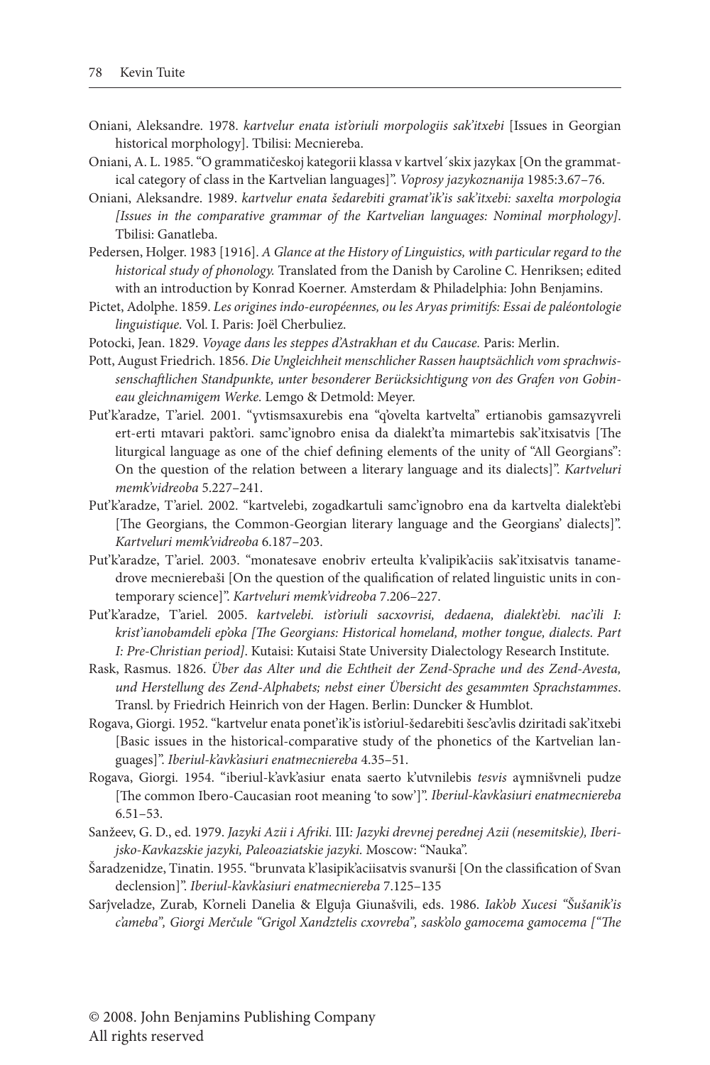Oniani, Aleksandre. 1978. *kartvelur enata ist'oriuli morpologiis sak'itxebi* [Issues in Georgian historical morphology]. Tbilisi: Mecniereba.

Oniani, A. L. 1985. "O grammatičeskoj kategorii klassa v kartvel´skix jazykax [On the grammatical category of class in the Kartvelian languages]". *Voprosy jazykoznanija* 1985:3.67–76.

Oniani, Aleksandre. 1989. *kartvelur enata šedarebiti gramat'ik'is sak'itxebi: saxelta morpologia [Issues in the comparative grammar of the Kartvelian languages: Nominal morphology]*. Tbilisi: Ganatleba.

Pedersen, Holger. 1983 [1916]. *A Glance at the History of Linguistics, with particular regard to the historical study of phonology.* Translated from the Danish by Caroline C. Henriksen; edited with an introduction by Konrad Koerner. Amsterdam & Philadelphia: John Benjamins.

Pictet, Adolphe. 1859. *Les origines indo-européennes, ou les Aryas primitifs: Essai de paléontologie linguistique.* Vol. I. Paris: Joël Cherbuliez.

Potocki, Jean. 1829. *Voyage dans les steppes d'Astrakhan et du Caucase.* Paris: Merlin.

Pott, August Friedrich. 1856. *Die Ungleichheit menschlicher Rassen hauptsächlich vom sprachwissenschaftlichen Standpunkte, unter besonderer Berücksichtigung von des Grafen von Gobineau gleichnamigem Werke.* Lemgo & Detmold: Meyer.

Put'k'aradze, T'ariel. 2001. "ɣvtismsaxurebis ena "q'ovelta kartvelta" ertianobis gamsazɣvreli ert-erti mtavari pakt'ori. samc'ignobro enisa da dialekt'ta mimartebis sak'itxisatvis [The liturgical language as one of the chief defining elements of the unity of "All Georgians": On the question of the relation between a literary language and its dialects]". *Kartveluri memk'vidreoba* 5.227–241.

Put'k'aradze, T'ariel. 2002. "kartvelebi, zogadkartuli samc'ignobro ena da kartvelta dialekt'ebi [The Georgians, the Common-Georgian literary language and the Georgians' dialects]". *Kartveluri memk'vidreoba* 6.187–203.

Put'k'aradze, T'ariel. 2003. "monatesave enobriv erteulta k'valipik'aciis sak'itxisatvis tanamedrove mecnierebaši [On the question of the qualification of related linguistic units in contemporary science]". *Kartveluri memk'vidreoba* 7.206–227.

Put'k'aradze, T'ariel. 2005. *kartvelebi. ist'oriuli sacxovrisi, dedaena, dialekt'ebi. nac'ili I: krist'ianobamdeli ep'oka [The Georgians: Historical homeland, mother tongue, dialects. Part I: Pre-Christian period]*. Kutaisi: Kutaisi State University Dialectology Research Institute.

Rask, Rasmus. 1826. *Über das Alter und die Echtheit der Zend-Sprache und des Zend-Avesta, und Herstellung des Zend-Alphabets; nebst einer Übersicht des gesammten Sprachstammes*. Transl. by Friedrich Heinrich von der Hagen. Berlin: Duncker & Humblot.

Rogava, Giorgi. 1952. "kartvelur enata ponet'ik'is ist'oriul-šedarebiti šesc'avlis dziritadi sak'itxebi [Basic issues in the historical-comparative study of the phonetics of the Kartvelian languages]". *Iberiul-k'avk'asiuri enatmecniereba* 4.35–51.

Rogava, Giorgi. 1954. "iberiul-k'avk'asiur enata saerto k'utvnilebis *tesvis* aɣmnišvneli pudze [The common Ibero-Caucasian root meaning 'to sow']". *Iberiul-k'avk'asiuri enatmecniereba* 6.51–53.

Sanžeev, G. D., ed. 1979. *Jazyki Azii i Afriki.* III: *Jazyki drevnej perednej Azii (nesemitskie), Iberijsko-Kavkazskie jazyki, Paleoaziatskie jazyki.* Moscow: "Nauka".

Šaradzenidze, Tinatin. 1955. "brunvata k'lasipik'aciisatvis svanurši [On the classification of Svan declension]". *Iberiul-k'avk'asiuri enatmecniereba* 7.125–135

Sarǰveladze, Zurab, K'orneli Danelia & Elguǰa Giunašvili, eds. 1986. *Iak'ob Xucesi "Šušanik'is c'ameba", Giorgi Merčule "Grigol Xandztelis cxovreba", sask'olo gamocema gamocema ["The*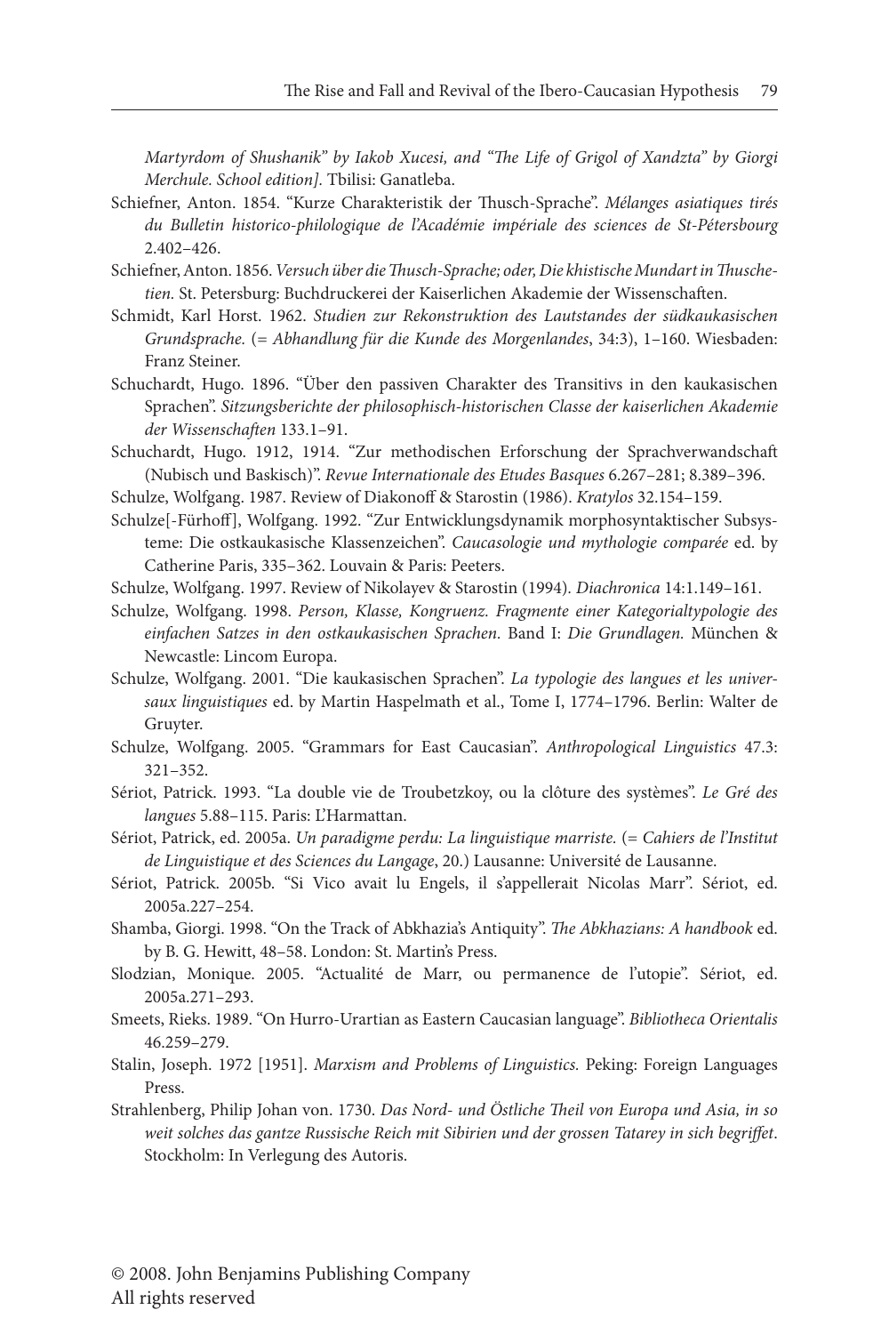*Martyrdom of Shushanik" by Iakob Xucesi, and "The Life of Grigol of Xandzta" by Giorgi Merchule. School edition].* Tbilisi: Ganatleba.

Schiefner, Anton. 1854. "Kurze Charakteristik der Thusch-Sprache". *Mélanges asiatiques tirés du Bulletin historico-philologique de l'Académie impériale des sciences de St-Pétersbourg* 2.402–426.

Schiefner, Anton. 1856. *Versuch über die Thusch-Sprache; oder, Die khistische Mundart in Thuschetien.* St. Petersburg: Buchdruckerei der Kaiserlichen Akademie der Wissenschaften.

Schmidt, Karl Horst. 1962. *Studien zur Rekonstruktion des Lautstandes der südkaukasischen Grundsprache.* (= *Abhandlung für die Kunde des Morgenlandes*, 34:3), 1–160. Wiesbaden: Franz Steiner.

Schuchardt, Hugo. 1896. "Über den passiven Charakter des Transitivs in den kaukasischen Sprachen". *Sitzungsberichte der philosophisch-historischen Classe der kaiserlichen Akademie der Wissenschaften* 133.1–91.

Schuchardt, Hugo. 1912, 1914. "Zur methodischen Erforschung der Sprachverwandschaft (Nubisch und Baskisch)". *Revue Internationale des Etudes Basques* 6.267–281; 8.389–396.

Schulze, Wolfgang. 1987. Review of Diakonoff & Starostin (1986). *Kratylos* 32.154–159.

Schulze[-Fürhoff], Wolfgang. 1992. "Zur Entwicklungsdynamik morphosyntaktischer Subsysteme: Die ostkaukasische Klassenzeichen". *Caucasologie und mythologie comparée* ed. by Catherine Paris, 335–362. Louvain & Paris: Peeters.

Schulze, Wolfgang. 1997. Review of Nikolayev & Starostin (1994). *Diachronica* 14:1.149–161.

Schulze, Wolfgang. 1998. *Person, Klasse, Kongruenz. Fragmente einer Kategorialtypologie des einfachen Satzes in den ostkaukasischen Sprachen.* Band I: *Die Grundlagen.* München & Newcastle: Lincom Europa.

Schulze, Wolfgang. 2001. "Die kaukasischen Sprachen". *La typologie des langues et les universaux linguistiques* ed. by Martin Haspelmath et al., Tome I, 1774–1796. Berlin: Walter de Gruyter.

Schulze, Wolfgang. 2005. "Grammars for East Caucasian". *Anthropological Linguistics* 47.3: 321–352.

Sériot, Patrick. 1993. "La double vie de Troubetzkoy, ou la clôture des systèmes". *Le Gré des langues* 5.88–115. Paris: L'Harmattan.

Sériot, Patrick, ed. 2005a. *Un paradigme perdu: La linguistique marriste.* (= *Cahiers de l'Institut de Linguistique et des Sciences du Langage*, 20.) Lausanne: Université de Lausanne.

Sériot, Patrick. 2005b. "Si Vico avait lu Engels, il s'appellerait Nicolas Marr". Sériot, ed. 2005a.227–254.

Shamba, Giorgi. 1998. "On the Track of Abkhazia's Antiquity". *The Abkhazians: A handbook* ed. by B. G. Hewitt, 48–58. London: St. Martin's Press.

Slodzian, Monique. 2005. "Actualité de Marr, ou permanence de l'utopie". Sériot, ed. 2005a.271–293.

Smeets, Rieks. 1989. "On Hurro-Urartian as Eastern Caucasian language". *Bibliotheca Orientalis* 46.259–279.

Stalin, Joseph. 1972 [1951]. *Marxism and Problems of Linguistics.* Peking: Foreign Languages Press.

Strahlenberg, Philip Johan von. 1730. *Das Nord- und Östliche Theil von Europa und Asia, in so weit solches das gantze Russische Reich mit Sibirien und der grossen Tatarey in sich begriffet*. Stockholm: In Verlegung des Autoris.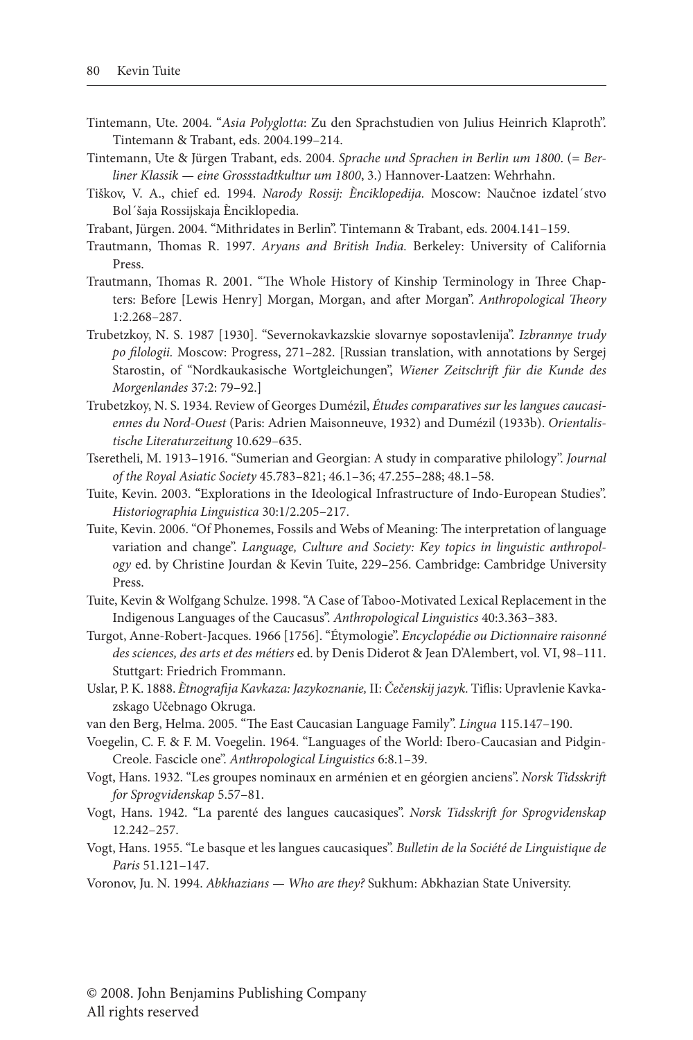Tintemann, Ute. 2004. "*Asia Polyglotta*: Zu den Sprachstudien von Julius Heinrich Klaproth". Tintemann & Trabant, eds. 2004.199–214.

Tintemann, Ute & Jürgen Trabant, eds. 2004. *Sprache und Sprachen in Berlin um 1800*. (= *Berliner Klassik — eine Grossstadtkultur um 1800*, 3.) Hannover-Laatzen: Wehrhahn.

Tiškov, V. A., chief ed. 1994. *Narody Rossij: Ènciklopedija.* Moscow: Naučnoe izdatel´stvo Bol´šaja Rossijskaja Ènciklopedia.

Trabant, Jürgen. 2004. "Mithridates in Berlin". Tintemann & Trabant, eds. 2004.141–159.

Trautmann, Thomas R. 1997. *Aryans and British India.* Berkeley: University of California Press.

Trautmann, Thomas R. 2001. "The Whole History of Kinship Terminology in Three Chapters: Before [Lewis Henry] Morgan, Morgan, and after Morgan". *Anthropological Theory* 1:2.268–287.

Trubetzkoy, N. S. 1987 [1930]. "Severnokavkazskie slovarnye sopostavlenija". *Izbrannye trudy po filologii.* Moscow: Progress, 271–282. [Russian translation, with annotations by Sergej Starostin, of "Nordkaukasische Wortgleichungen", *Wiener Zeitschrift für die Kunde des Morgenlandes* 37:2: 79–92.]

Trubetzkoy, N. S. 1934. Review of Georges Dumézil, *Études comparatives sur les langues caucasiennes du Nord-Ouest* (Paris: Adrien Maisonneuve, 1932) and Dumézil (1933b). *Orientalistische Literaturzeitung* 10.629–635.

Tseretheli, M. 1913–1916. "Sumerian and Georgian: A study in comparative philology". *Journal of the Royal Asiatic Society* 45.783–821; 46.1–36; 47.255–288; 48.1–58.

Tuite, Kevin. 2003. "Explorations in the Ideological Infrastructure of Indo-European Studies". *Historiographia Linguistica* 30:1/2.205–217.

Tuite, Kevin. 2006. "Of Phonemes, Fossils and Webs of Meaning: The interpretation of language variation and change". *Language, Culture and Society: Key topics in linguistic anthropology* ed. by Christine Jourdan & Kevin Tuite, 229–256. Cambridge: Cambridge University Press.

Tuite, Kevin & Wolfgang Schulze. 1998. "A Case of Taboo-Motivated Lexical Replacement in the Indigenous Languages of the Caucasus". *Anthropological Linguistics* 40:3.363–383.

Turgot, Anne-Robert-Jacques. 1966 [1756]. "Étymologie". *Encyclopédie ou Dictionnaire raisonné des sciences, des arts et des métiers* ed. by Denis Diderot & Jean D'Alembert, vol. VI, 98–111. Stuttgart: Friedrich Frommann.

Uslar, P. K. 1888. *Ètnografija Kavkaza: Jazykoznanie,* II: *Čečenskij jazyk.* Tiflis: Upravlenie Kavkazskago Učebnago Okruga.

van den Berg, Helma. 2005. "The East Caucasian Language Family". *Lingua* 115.147–190.

Voegelin, C. F. & F. M. Voegelin. 1964. "Languages of the World: Ibero-Caucasian and Pidgin-Creole. Fascicle one". *Anthropological Linguistics* 6:8.1–39.

Vogt, Hans. 1932. "Les groupes nominaux en arménien et en géorgien anciens". *Norsk Tidsskrift for Sprogvidenskap* 5.57–81.

Vogt, Hans. 1942. "La parenté des langues caucasiques". *Norsk Tidsskrift for Sprogvidenskap* 12.242–257.

Vogt, Hans. 1955. "Le basque et les langues caucasiques". *Bulletin de la Société de Linguistique de Paris* 51.121–147.

Voronov, Ju. N. 1994. *Abkhazians — Who are they?* Sukhum: Abkhazian State University.

© 2008. John Benjamins Publishing Company
All rights reserved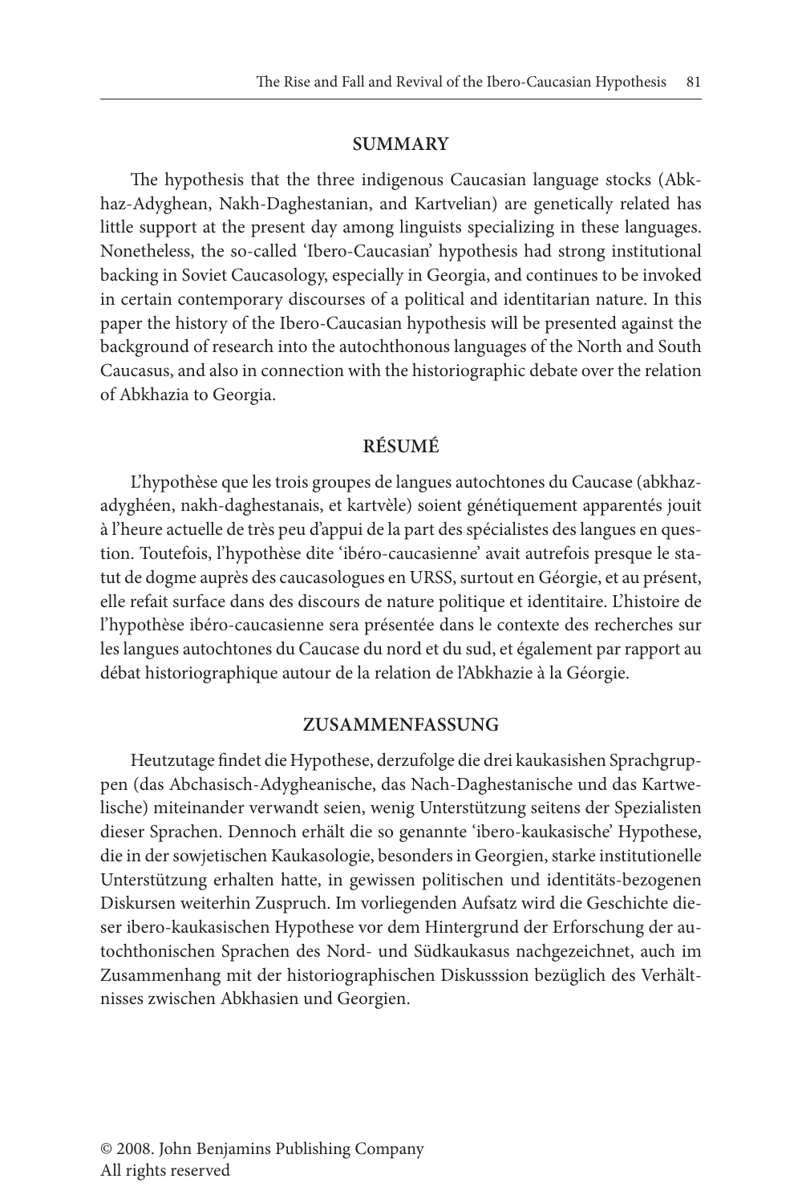## SUMMARY

The hypothesis that the three indigenous Caucasian language stocks (Abkhaz-Adyghean, Nakh-Daghestanian, and Kartvelian) are genetically related has little support at the present day among linguists specializing in these languages. Nonetheless, the so-called 'Ibero-Caucasian' hypothesis had strong institutional backing in Soviet Caucasology, especially in Georgia, and continues to be invoked in certain contemporary discourses of a political and identitarian nature. In this paper the history of the Ibero-Caucasian hypothesis will be presented against the background of research into the autochthonous languages of the North and South Caucasus, and also in connection with the historiographic debate over the relation of Abkhazia to Georgia.

## RÉSUMÉ

L'hypothèse que les trois groupes de langues autochtones du Caucase (abkhaz-adyghéen, nakh-daghestanais, et kartvèle) soient génétiquement apparentés jouit à l'heure actuelle de très peu d'appui de la part des spécialistes des langues en question. Toutefois, l'hypothèse dite 'ibéro-caucasienne' avait autrefois presque le statut de dogme auprès des caucasologues en URSS, surtout en Géorgie, et au présent, elle refait surface dans des discours de nature politique et identitaire. L'histoire de l'hypothèse ibéro-caucasienne sera présentée dans le contexte des recherches sur les langues autochtones du Caucase du nord et du sud, et également par rapport au débat historiographique autour de la relation de l'Abkhazie à la Géorgie.

## ZUSAMMENFASSUNG

Heutzutage findet die Hypothese, derzufolge die drei kaukasishen Sprachgruppen (das Abchasisch-Adygheanische, das Nach-Daghestanische und das Kartwelische) miteinander verwandt seien, wenig Unterstützung seitens der Spezialisten dieser Sprachen. Dennoch erhält die so genannte 'ibero-kaukasische' Hypothese, die in der sowjetischen Kaukasologie, besonders in Georgien, starke institutionelle Unterstützung erhalten hatte, in gewissen politischen und identitäts-bezogenen Diskursen weiterhin Zuspruch. Im vorliegenden Aufsatz wird die Geschichte dieser ibero-kaukasischen Hypothese vor dem Hintergrund der Erforschung der autochthonischen Sprachen des Nord- und Südkaukasus nachgezeichnet, auch im Zusammenhang mit der historiographischen Diskusssion bezüglich des Verhältnisses zwischen Abkhasien und Georgien.

© 2008. John Benjamins Publishing Company
All rights reserved